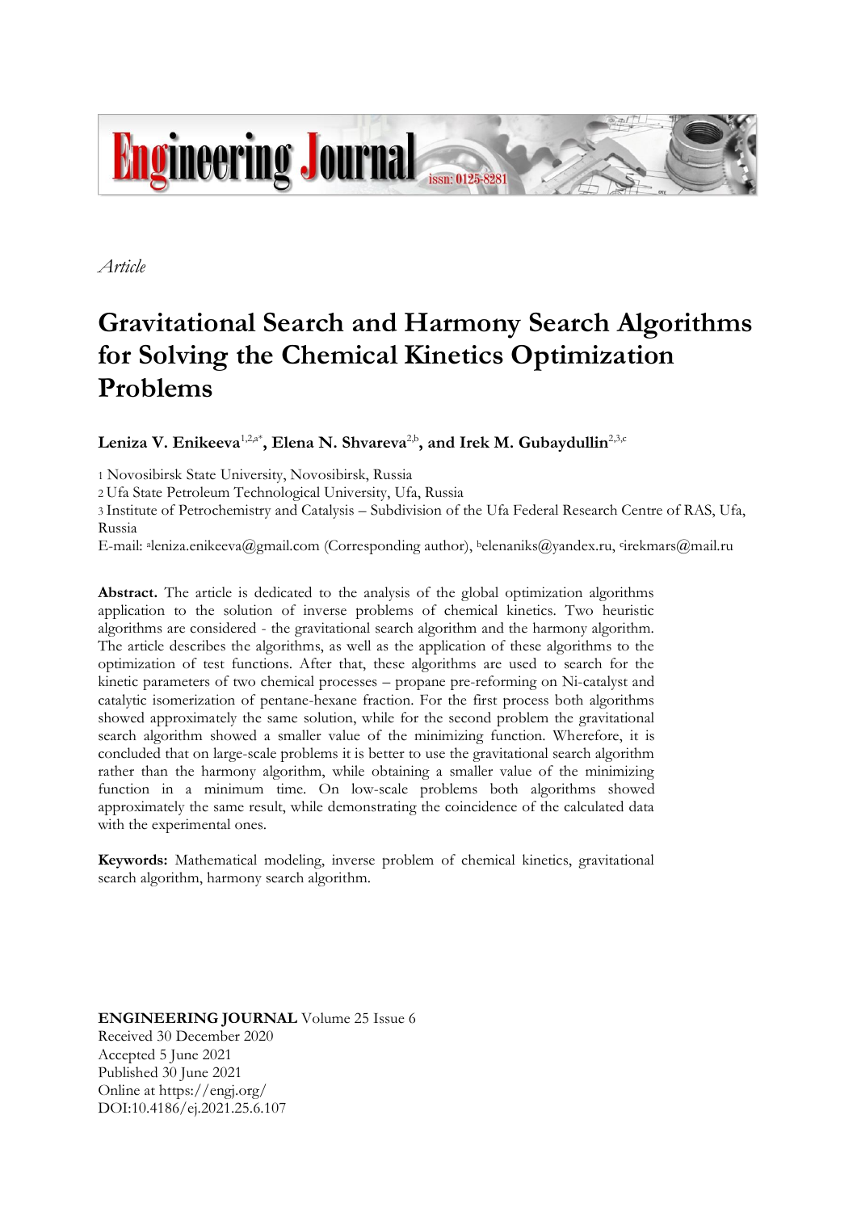*Article*

# Gravitational Search and Harmony Search Algorithms for Solving the Chemical Kinetics Optimization Problems

**Leniza V. Enikeeva**[1,2,a*], **Elena N. Shvareva**[2,b], **and Irek M. Gubaydullin**[2,3,c]

1 Novosibirsk State University, Novosibirsk, Russia
2 Ufa State Petroleum Technological University, Ufa, Russia
3 Institute of Petrochemistry and Catalysis – Subdivision of the Ufa Federal Research Centre of RAS, Ufa, Russia
E-mail: [a]leniza.enikeeva@gmail.com (Corresponding author), [b]elenaniks@yandex.ru, [c]irekmars@mail.ru

**Abstract.** The article is dedicated to the analysis of the global optimization algorithms application to the solution of inverse problems of chemical kinetics. Two heuristic algorithms are considered - the gravitational search algorithm and the harmony algorithm. The article describes the algorithms, as well as the application of these algorithms to the optimization of test functions. After that, these algorithms are used to search for the kinetic parameters of two chemical processes – propane pre-reforming on Ni-catalyst and catalytic isomerization of pentane-hexane fraction. For the first process both algorithms showed approximately the same solution, while for the second problem the gravitational search algorithm showed a smaller value of the minimizing function. Wherefore, it is concluded that on large-scale problems it is better to use the gravitational search algorithm rather than the harmony algorithm, while obtaining a smaller value of the minimizing function in a minimum time. On low-scale problems both algorithms showed approximately the same result, while demonstrating the coincidence of the calculated data with the experimental ones.

**Keywords:** Mathematical modeling, inverse problem of chemical kinetics, gravitational search algorithm, harmony search algorithm.

**ENGINEERING JOURNAL** Volume 25 Issue 6
Received 30 December 2020
Accepted 5 June 2021
Published 30 June 2021
Online at https://engj.org/
DOI:10.4186/ej.2021.25.6.107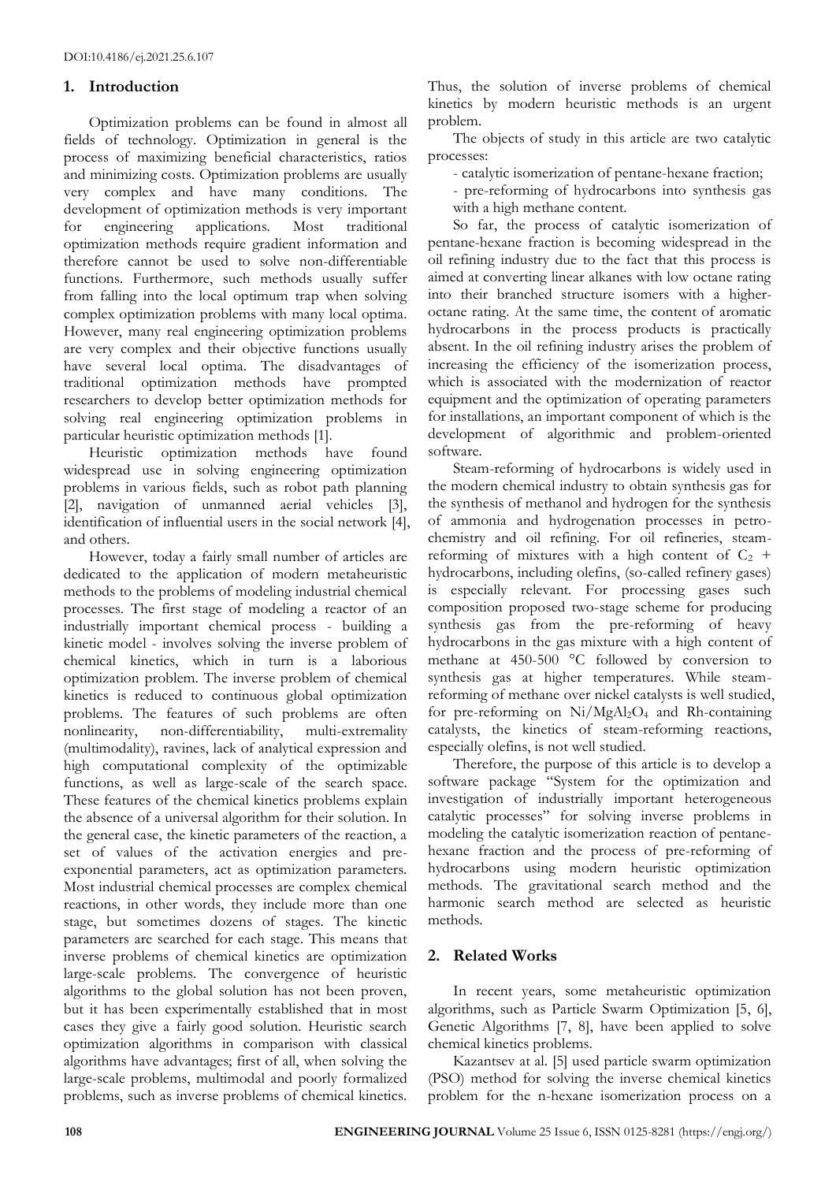## 1. Introduction

Optimization problems can be found in almost all fields of technology. Optimization in general is the process of maximizing beneficial characteristics, ratios and minimizing costs. Optimization problems are usually very complex and have many conditions. The development of optimization methods is very important for engineering applications. Most traditional optimization methods require gradient information and therefore cannot be used to solve non-differentiable functions. Furthermore, such methods usually suffer from falling into the local optimum trap when solving complex optimization problems with many local optima. However, many real engineering optimization problems are very complex and their objective functions usually have several local optima. The disadvantages of traditional optimization methods have prompted researchers to develop better optimization methods for solving real engineering optimization problems in particular heuristic optimization methods [1].

Heuristic optimization methods have found widespread use in solving engineering optimization problems in various fields, such as robot path planning [2], navigation of unmanned aerial vehicles [3], identification of influential users in the social network [4], and others.

However, today a fairly small number of articles are dedicated to the application of modern metaheuristic methods to the problems of modeling industrial chemical processes. The first stage of modeling a reactor of an industrially important chemical process - building a kinetic model - involves solving the inverse problem of chemical kinetics, which in turn is a laborious optimization problem. The inverse problem of chemical kinetics is reduced to continuous global optimization problems. The features of such problems are often nonlinearity, non-differentiability, multi-extremality (multimodality), ravines, lack of analytical expression and high computational complexity of the optimizable functions, as well as large-scale of the search space. These features of the chemical kinetics problems explain the absence of a universal algorithm for their solution. In the general case, the kinetic parameters of the reaction, a set of values of the activation energies and pre-exponential parameters, act as optimization parameters. Most industrial chemical processes are complex chemical reactions, in other words, they include more than one stage, but sometimes dozens of stages. The kinetic parameters are searched for each stage. This means that inverse problems of chemical kinetics are optimization large-scale problems. The convergence of heuristic algorithms to the global solution has not been proven, but it has been experimentally established that in most cases they give a fairly good solution. Heuristic search optimization algorithms in comparison with classical algorithms have advantages; first of all, when solving the large-scale problems, multimodal and poorly formalized problems, such as inverse problems of chemical kinetics. Thus, the solution of inverse problems of chemical kinetics by modern heuristic methods is an urgent problem.

The objects of study in this article are two catalytic processes:

- catalytic isomerization of pentane-hexane fraction;
- pre-reforming of hydrocarbons into synthesis gas with a high methane content.

So far, the process of catalytic isomerization of pentane-hexane fraction is becoming widespread in the oil refining industry due to the fact that this process is aimed at converting linear alkanes with low octane rating into their branched structure isomers with a higher-octane rating. At the same time, the content of aromatic hydrocarbons in the process products is practically absent. In the oil refining industry arises the problem of increasing the efficiency of the isomerization process, which is associated with the modernization of reactor equipment and the optimization of operating parameters for installations, an important component of which is the development of algorithmic and problem-oriented software.

Steam-reforming of hydrocarbons is widely used in the modern chemical industry to obtain synthesis gas for the synthesis of methanol and hydrogen for the synthesis of ammonia and hydrogenation processes in petro-chemistry and oil refining. For oil refineries, steam-reforming of mixtures with a high content of $C_2$ + hydrocarbons, including olefins, (so-called refinery gases) is especially relevant. For processing gases such composition proposed two-stage scheme for producing synthesis gas from the pre-reforming of heavy hydrocarbons in the gas mixture with a high content of methane at 450-500 °C followed by conversion to synthesis gas at higher temperatures. While steam-reforming of methane over nickel catalysts is well studied, for pre-reforming on $Ni/MgAl_2O_4$ and Rh-containing catalysts, the kinetics of steam-reforming reactions, especially olefins, is not well studied.

Therefore, the purpose of this article is to develop a software package "System for the optimization and investigation of industrially important heterogeneous catalytic processes" for solving inverse problems in modeling the catalytic isomerization reaction of pentane-hexane fraction and the process of pre-reforming of hydrocarbons using modern heuristic optimization methods. The gravitational search method and the harmonic search method are selected as heuristic methods.

## 2. Related Works

In recent years, some metaheuristic optimization algorithms, such as Particle Swarm Optimization [5, 6], Genetic Algorithms [7, 8], have been applied to solve chemical kinetics problems.

Kazantsev at al. [5] used particle swarm optimization (PSO) method for solving the inverse chemical kinetics problem for the n-hexane isomerization process on a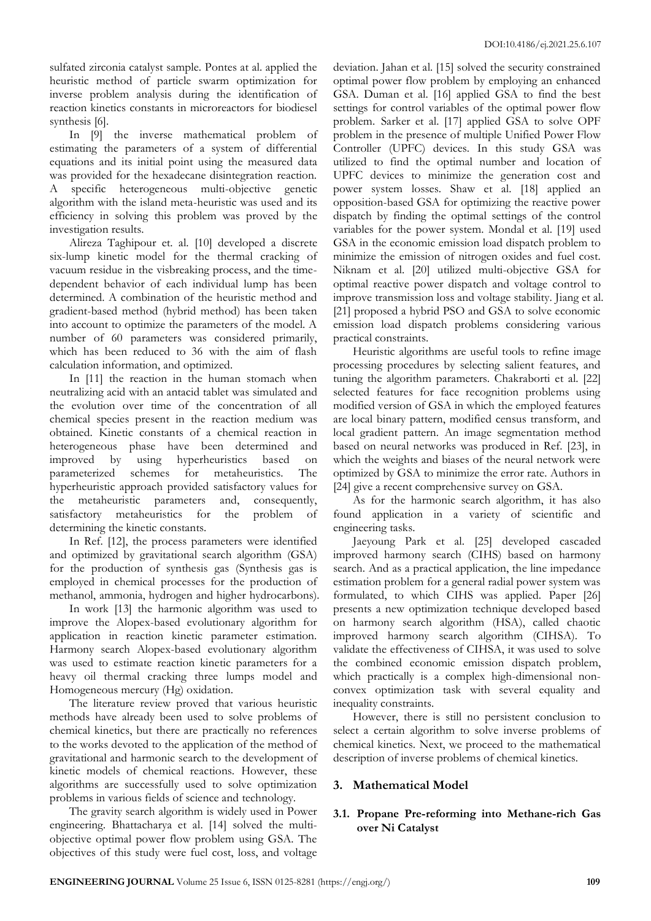sulfated zirconia catalyst sample. Pontes at al. applied the heuristic method of particle swarm optimization for inverse problem analysis during the identification of reaction kinetics constants in microreactors for biodiesel synthesis [6].

In [9] the inverse mathematical problem of estimating the parameters of a system of differential equations and its initial point using the measured data was provided for the hexadecane disintegration reaction. A specific heterogeneous multi-objective genetic algorithm with the island meta-heuristic was used and its efficiency in solving this problem was proved by the investigation results.

Alireza Taghipour et. al. [10] developed a discrete six-lump kinetic model for the thermal cracking of vacuum residue in the visbreaking process, and the time-dependent behavior of each individual lump has been determined. A combination of the heuristic method and gradient-based method (hybrid method) has been taken into account to optimize the parameters of the model. A number of 60 parameters was considered primarily, which has been reduced to 36 with the aim of flash calculation information, and optimized.

In [11] the reaction in the human stomach when neutralizing acid with an antacid tablet was simulated and the evolution over time of the concentration of all chemical species present in the reaction medium was obtained. Kinetic constants of a chemical reaction in heterogeneous phase have been determined and improved by using hyperheuristics based on parameterized schemes for metaheuristics. The hyperheuristic approach provided satisfactory values for the metaheuristic parameters and, consequently, satisfactory metaheuristics for the problem of determining the kinetic constants.

In Ref. [12], the process parameters were identified and optimized by gravitational search algorithm (GSA) for the production of synthesis gas (Synthesis gas is employed in chemical processes for the production of methanol, ammonia, hydrogen and higher hydrocarbons).

In work [13] the harmonic algorithm was used to improve the Alopex-based evolutionary algorithm for application in reaction kinetic parameter estimation. Harmony search Alopex-based evolutionary algorithm was used to estimate reaction kinetic parameters for a heavy oil thermal cracking three lumps model and Homogeneous mercury (Hg) oxidation.

The literature review proved that various heuristic methods have already been used to solve problems of chemical kinetics, but there are practically no references to the works devoted to the application of the method of gravitational and harmonic search to the development of kinetic models of chemical reactions. However, these algorithms are successfully used to solve optimization problems in various fields of science and technology.

The gravity search algorithm is widely used in Power engineering. Bhattacharya et al. [14] solved the multi-objective optimal power flow problem using GSA. The objectives of this study were fuel cost, loss, and voltage deviation. Jahan et al. [15] solved the security constrained optimal power flow problem by employing an enhanced GSA. Duman et al. [16] applied GSA to find the best settings for control variables of the optimal power flow problem. Sarker et al. [17] applied GSA to solve OPF problem in the presence of multiple Unified Power Flow Controller (UPFC) devices. In this study GSA was utilized to find the optimal number and location of UPFC devices to minimize the generation cost and power system losses. Shaw et al. [18] applied an opposition-based GSA for optimizing the reactive power dispatch by finding the optimal settings of the control variables for the power system. Mondal et al. [19] used GSA in the economic emission load dispatch problem to minimize the emission of nitrogen oxides and fuel cost. Niknam et al. [20] utilized multi-objective GSA for optimal reactive power dispatch and voltage control to improve transmission loss and voltage stability. Jiang et al. [21] proposed a hybrid PSO and GSA to solve economic emission load dispatch problems considering various practical constraints.

Heuristic algorithms are useful tools to refine image processing procedures by selecting salient features, and tuning the algorithm parameters. Chakraborti et al. [22] selected features for face recognition problems using modified version of GSA in which the employed features are local binary pattern, modified census transform, and local gradient pattern. An image segmentation method based on neural networks was produced in Ref. [23], in which the weights and biases of the neural network were optimized by GSA to minimize the error rate. Authors in [24] give a recent comprehensive survey on GSA.

As for the harmonic search algorithm, it has also found application in a variety of scientific and engineering tasks.

Jaeyoung Park et al. [25] developed cascaded improved harmony search (CIHS) based on harmony search. And as a practical application, the line impedance estimation problem for a general radial power system was formulated, to which CIHS was applied. Paper [26] presents a new optimization technique developed based on harmony search algorithm (HSA), called chaotic improved harmony search algorithm (CIHSA). To validate the effectiveness of CIHSA, it was used to solve the combined economic emission dispatch problem, which practically is a complex high-dimensional non-convex optimization task with several equality and inequality constraints.

However, there is still no persistent conclusion to select a certain algorithm to solve inverse problems of chemical kinetics. Next, we proceed to the mathematical description of inverse problems of chemical kinetics.

## 3. Mathematical Model

### 3.1. Propane Pre-reforming into Methane-rich Gas over Ni Catalyst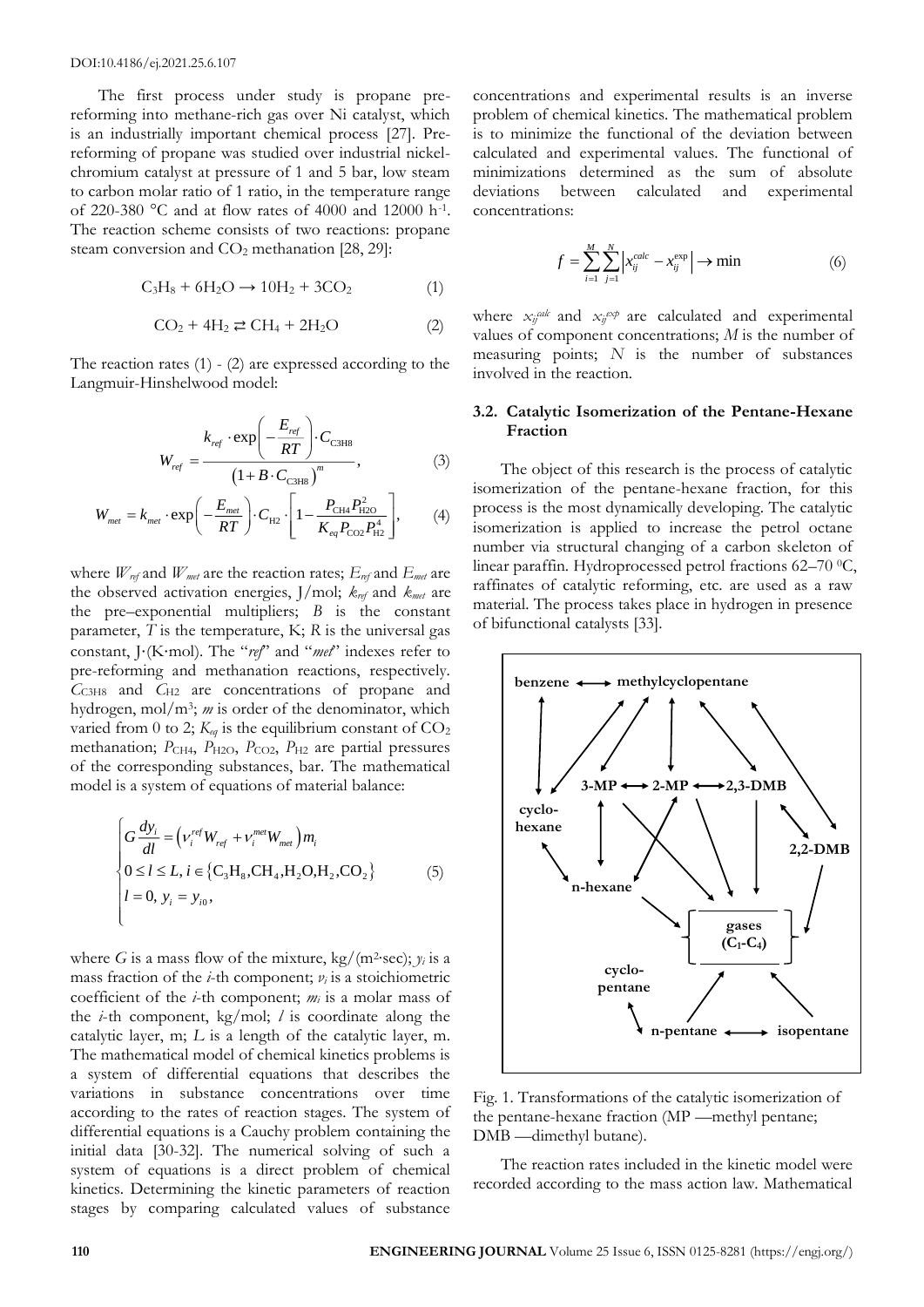The first process under study is propane pre-reforming into methane-rich gas over Ni catalyst, which is an industrially important chemical process [27]. Pre-reforming of propane was studied over industrial nickel-chromium catalyst at pressure of 1 and 5 bar, low steam to carbon molar ratio of 1 ratio, in the temperature range of 220-380 °C and at flow rates of 4000 and 12000 $h^{-1}$. The reaction scheme consists of two reactions: propane steam conversion and $CO_2$ methanation [28, 29]:

$$C_3H_8 + 6H_2O \rightarrow 10H_2 + 3CO_2 \quad (1)$$

$$CO_2 + 4H_2 \rightleftarrows CH_4 + 2H_2O \quad (2)$$

The reaction rates (1) - (2) are expressed according to the Langmuir-Hinshelwood model:

$$W_{ref} = \frac{k_{ref} \cdot \exp\left(-\frac{E_{ref}}{RT}\right) \cdot C_{C3H8}}{\left(1 + B \cdot C_{C3H8}\right)^m}, \quad (3)$$

$$W_{met} = k_{met} \cdot \exp\left(-\frac{E_{met}}{RT}\right) \cdot C_{H2} \cdot \left[1 - \frac{P_{CH4} P_{H2O}^2}{K_{eq} P_{CO2} P_{H2}^4}\right], \quad (4)$$

where $W_{ref}$ and $W_{met}$ are the reaction rates; $E_{ref}$ and $E_{met}$ are the observed activation energies, J/mol; $k_{ref}$ and $k_{met}$ are the pre–exponential multipliers; $B$ is the constant parameter, $T$ is the temperature, K; $R$ is the universal gas constant, J·(K·mol). The "*ref*" and "*met*" indexes refer to pre-reforming and methanation reactions, respectively. $C_{C3H8}$ and $C_{H2}$ are concentrations of propane and hydrogen, mol/m$^3$; $m$ is order of the denominator, which varied from 0 to 2; $K_{eq}$ is the equilibrium constant of $CO_2$ methanation; $P_{CH4}$, $P_{H2O}$, $P_{CO2}$, $P_{H2}$ are partial pressures of the corresponding substances, bar. The mathematical model is a system of equations of material balance:

$$\begin{cases} G\dfrac{dy_i}{dl} = \left(\nu_i^{ref} W_{ref} + \nu_i^{met} W_{met}\right) m_i \\ 0 \le l \le L, i \in \{C_3H_8, CH_4, H_2O, H_2, CO_2\} \\ l = 0, \; y_i = y_{i0}, \end{cases} \quad (5)$$

where $G$ is a mass flow of the mixture, kg/(m$^2$·sec); $y_i$ is a mass fraction of the $i$-th component; $\nu_i$ is a stoichiometric coefficient of the $i$-th component; $m_i$ is a molar mass of the $i$-th component, kg/mol; $l$ is coordinate along the catalytic layer, m; $L$ is a length of the catalytic layer, m. The mathematical model of chemical kinetics problems is a system of differential equations that describes the variations in substance concentrations over time according to the rates of reaction stages. The system of differential equations is a Cauchy problem containing the initial data [30-32]. The numerical solving of such a system of equations is a direct problem of chemical kinetics. Determining the kinetic parameters of reaction stages by comparing calculated values of substance concentrations and experimental results is an inverse problem of chemical kinetics. The mathematical problem is to minimize the functional of the deviation between calculated and experimental values. The functional of minimizations determined as the sum of absolute deviations between calculated and experimental concentrations:

$$f = \sum_{i=1}^{M} \sum_{j=1}^{N} \left| x_{ij}^{calc} - x_{ij}^{\exp} \right| \rightarrow \min \quad (6)$$

where $x_{ij}^{calc}$ and $x_{ij}^{exp}$ are calculated and experimental values of component concentrations; $M$ is the number of measuring points; $N$ is the number of substances involved in the reaction.

### 3.2. Catalytic Isomerization of the Pentane-Hexane Fraction

The object of this research is the process of catalytic isomerization of the pentane-hexane fraction, for this process is the most dynamically developing. The catalytic isomerization is applied to increase the petrol octane number via structural changing of a carbon skeleton of linear paraffin. Hydroprocessed petrol fractions 62–70 °C, raffinates of catalytic reforming, etc. are used as a raw material. The process takes place in hydrogen in presence of bifunctional catalysts [33].

Fig. 1. Transformations of the catalytic isomerization of the pentane-hexane fraction (MP —methyl pentane; DMB —dimethyl butane).

The reaction rates included in the kinetic model were recorded according to the mass action law. Mathematical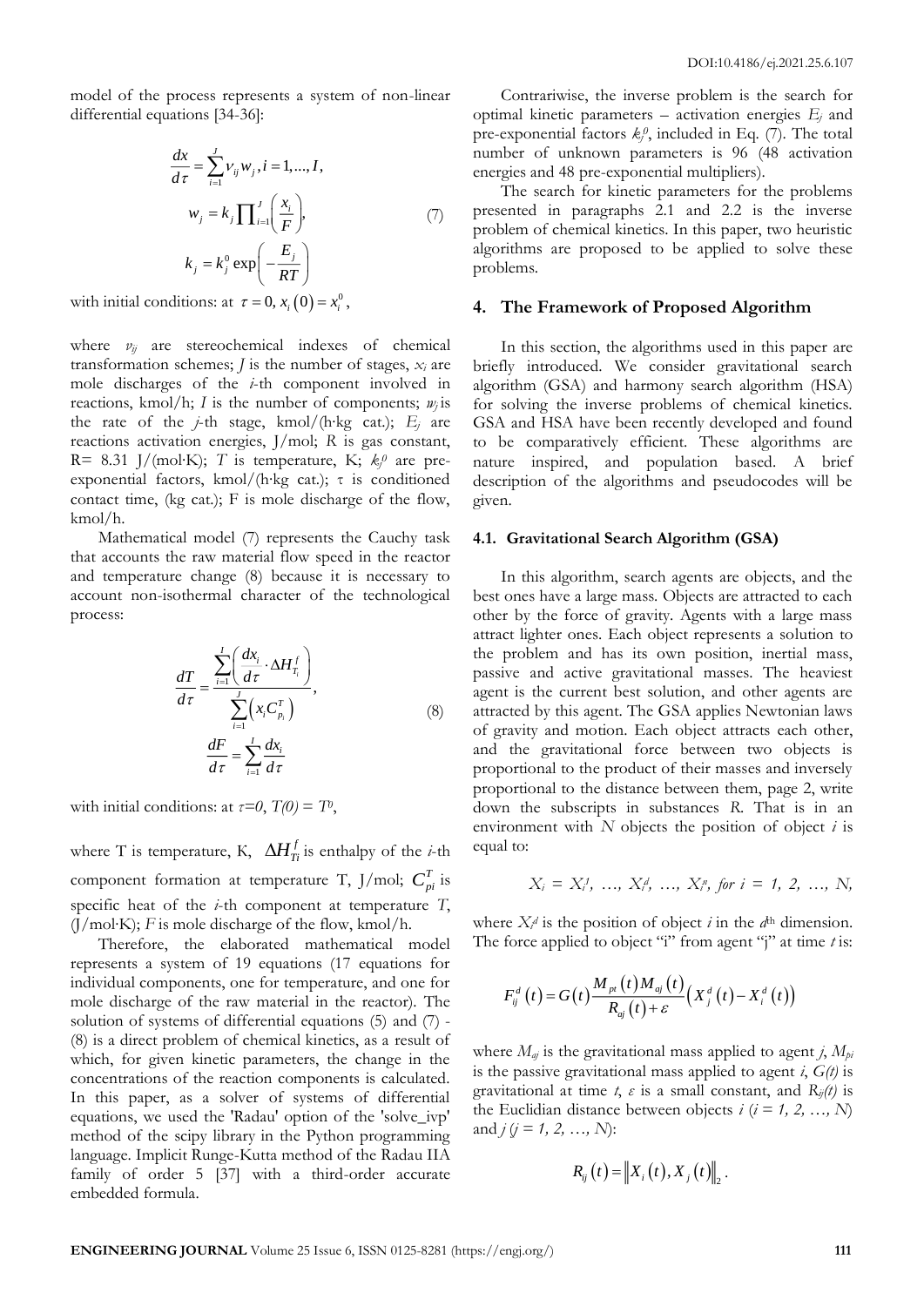model of the process represents a system of non-linear differential equations [34-36]:

$$
\begin{gathered}
\frac{dx}{d\tau} = \sum_{i=1}^{J} \nu_{ij} w_j, i = 1, ..., I, \\
w_j = k_j \prod_{i=1}^{J} \left( \frac{x_i}{F} \right), \\
k_j = k_j^0 \exp\left( -\frac{E_j}{RT} \right)
\end{gathered} \tag{7}
$$

with initial conditions: at $\tau = 0, x_i(0) = x_i^0$,

where $\nu_{ij}$ are stereochemical indexes of chemical transformation schemes; $J$ is the number of stages, $x_i$ are mole discharges of the $i$-th component involved in reactions, kmol/h; $I$ is the number of components; $w_j$ is the rate of the $j$-th stage, kmol/(h·kg cat.); $E_j$ are reactions activation energies, J/mol; $R$ is gas constant, R= 8.31 J/(mol·K); $T$ is temperature, K; $k_j^0$ are pre-exponential factors, kmol/(h·kg cat.); $\tau$ is conditioned contact time, (kg cat.); F is mole discharge of the flow, kmol/h.

Mathematical model (7) represents the Cauchy task that accounts the raw material flow speed in the reactor and temperature change (8) because it is necessary to account non-isothermal character of the technological process:

$$
\begin{gathered}
\frac{dT}{d\tau} = \frac{\sum_{i=1}^{I} \left( \frac{dx_i}{d\tau} \cdot \Delta H_{T_i}^f \right)}{\sum_{i=1}^{I} \left( x_i C_{p_i}^T \right)}, \\
\frac{dF}{d\tau} = \sum_{i=1}^{I} \frac{dx_i}{d\tau}
\end{gathered} \tag{8}
$$

with initial conditions: at $\tau=0$, $T(0) = T^0$,

where T is temperature, K, $\Delta H_{Ti}^f$ is enthalpy of the $i$-th component formation at temperature T, J/mol; $C_{pi}^T$ is specific heat of the $i$-th component at temperature $T$, (J/mol·K); $F$ is mole discharge of the flow, kmol/h.

Therefore, the elaborated mathematical model represents a system of 19 equations (17 equations for individual components, one for temperature, and one for mole discharge of the raw material in the reactor). The solution of systems of differential equations (5) and (7) - (8) is a direct problem of chemical kinetics, as a result of which, for given kinetic parameters, the change in the concentrations of the reaction components is calculated. In this paper, as a solver of systems of differential equations, we used the 'Radau' option of the 'solve_ivp' method of the scipy library in the Python programming language. Implicit Runge-Kutta method of the Radau IIA family of order 5 [37] with a third-order accurate embedded formula.

Contrariwise, the inverse problem is the search for optimal kinetic parameters – activation energies $E_j$ and pre-exponential factors $k_j^0$, included in Eq. (7). The total number of unknown parameters is 96 (48 activation energies and 48 pre-exponential multipliers).

The search for kinetic parameters for the problems presented in paragraphs 2.1 and 2.2 is the inverse problem of chemical kinetics. In this paper, two heuristic algorithms are proposed to be applied to solve these problems.

## 4. The Framework of Proposed Algorithm

In this section, the algorithms used in this paper are briefly introduced. We consider gravitational search algorithm (GSA) and harmony search algorithm (HSA) for solving the inverse problems of chemical kinetics. GSA and HSA have been recently developed and found to be comparatively efficient. These algorithms are nature inspired, and population based. A brief description of the algorithms and pseudocodes will be given.

### 4.1. Gravitational Search Algorithm (GSA)

In this algorithm, search agents are objects, and the best ones have a large mass. Objects are attracted to each other by the force of gravity. Agents with a large mass attract lighter ones. Each object represents a solution to the problem and has its own position, inertial mass, passive and active gravitational masses. The heaviest agent is the current best solution, and other agents are attracted by this agent. The GSA applies Newtonian laws of gravity and motion. Each object attracts each other, and the gravitational force between two objects is proportional to the product of their masses and inversely proportional to the distance between them, page 2, write down the subscripts in substances $R$. That is in an environment with $N$ objects the position of object $i$ is equal to:

$$X_i = X_i^1, \ldots, X_i^d, \ldots, X_i^n, \; for \; i = 1, 2, \ldots, N,$$

where $X_i^d$ is the position of object $i$ in the $d^{th}$ dimension. The force applied to object "i" from agent "j" at time $t$ is:

$$F_{ij}^d(t) = G(t) \frac{M_{pt}(t) M_{aj}(t)}{R_{aj}(t) + \varepsilon} \left( X_j^d(t) - X_i^d(t) \right)$$

where $M_{aj}$ is the gravitational mass applied to agent $j$, $M_{pi}$ is the passive gravitational mass applied to agent $i$, $G(t)$ is gravitational at time $t$, $\varepsilon$ is a small constant, and $R_{ij}(t)$ is the Euclidian distance between objects $i$ ($i = 1, 2, \ldots, N$) and $j$ ($j = 1, 2, \ldots, N$):

$$R_{ij}(t) = \left\| X_i(t), X_j(t) \right\|_2.$$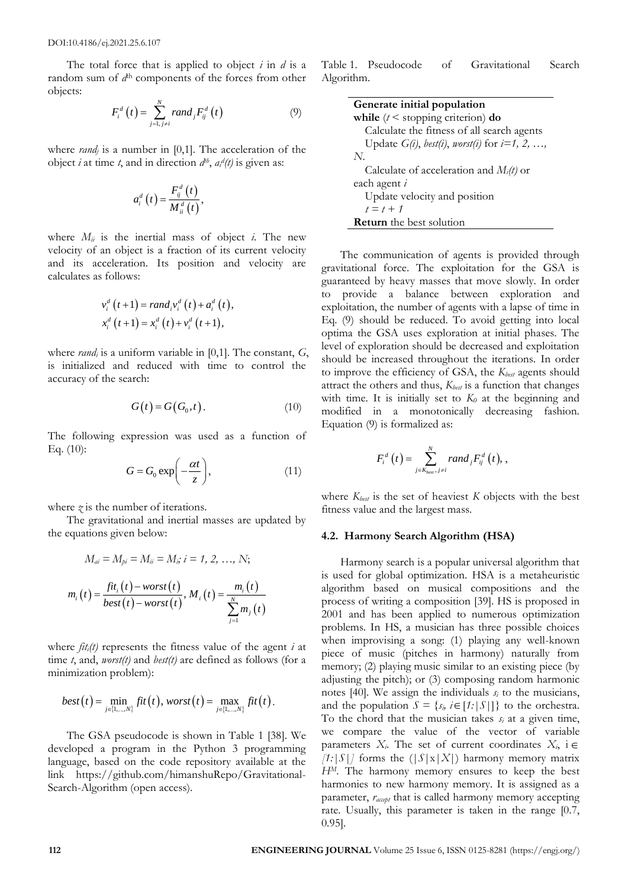The total force that is applied to object $i$ in $d$ is a random sum of $d^{th}$ components of the forces from other objects:

$$F_i^d(t) = \sum_{j=1, j \neq i}^{N} rand_j F_{ij}^d(t) \tag{9}$$

where $rand_j$ is a number in [0,1]. The acceleration of the object $i$ at time $t$, and in direction $d^{th}$, $a_i^d(t)$ is given as:

$$a_i^d(t) = \frac{F_{ij}^d(t)}{M_{ii}^d(t)},$$

where $M_{ii}$ is the inertial mass of object $i$. The new velocity of an object is a fraction of its current velocity and its acceleration. Its position and velocity are calculates as follows:

$$v_i^d(t+1) = rand_i v_i^d(t) + a_i^d(t),$$
$$x_i^d(t+1) = x_i^d(t) + v_i^d(t+1),$$

where $rand_i$ is a uniform variable in [0,1]. The constant, $G$, is initialized and reduced with time to control the accuracy of the search:

$$G(t) = G(G_0, t). \tag{10}$$

The following expression was used as a function of Eq. (10):

$$G = G_0 \exp\left(-\frac{\alpha t}{z}\right), \tag{11}$$

where $z$ is the number of iterations.

The gravitational and inertial masses are updated by the equations given below:

$$M_{ai} = M_{pi} = M_{ii} = M_i; \; i = 1, 2, \ldots, N;$$

$$m_i(t) = \frac{fit_i(t) - worst(t)}{best(t) - worst(t)}, \; M_i(t) = \frac{m_i(t)}{\sum_{j=1}^{N} m_j(t)}$$

where $fit_i(t)$ represents the fitness value of the agent $i$ at time $t$, and, $worst(t)$ and $best(t)$ are defined as follows (for a minimization problem):

$$best(t) = \min_{j \in \{1,\ldots,N\}} fit(t), \; worst(t) = \max_{j \in \{1,\ldots,N\}} fit(t).$$

The GSA pseudocode is shown in Table 1 [38]. We developed a program in the Python 3 programming language, based on the code repository available at the link https://github.com/himanshuRepo/Gravitational-Search-Algorithm (open access).

Table 1. Pseudocode of Gravitational Search Algorithm.

```
Generate initial population
while (t < stopping criterion) do
    Calculate the fitness of all search agents
    Update G(i), best(i), worst(i) for i=1, 2, …, N.
    Calculate of acceleration and M_i(t) or each agent i
    Update velocity and position
    t = t + 1
Return the best solution
```

The communication of agents is provided through gravitational force. The exploitation for the GSA is guaranteed by heavy masses that move slowly. In order to provide a balance between exploration and exploitation, the number of agents with a lapse of time in Eq. (9) should be reduced. To avoid getting into local optima the GSA uses exploration at initial phases. The level of exploration should be decreased and exploitation should be increased throughout the iterations. In order to improve the efficiency of GSA, the $K_{best}$ agents should attract the others and thus, $K_{best}$ is a function that changes with time. It is initially set to $K_0$ at the beginning and modified in a monotonically decreasing fashion. Equation (9) is formalized as:

$$F_i^d(t) = \sum_{j \in K_{best}, j \neq i}^{N} rand_j F_{ij}^d(t), ,$$

where $K_{best}$ is the set of heaviest $K$ objects with the best fitness value and the largest mass.

### 4.2. Harmony Search Algorithm (HSA)

Harmony search is a popular universal algorithm that is used for global optimization. HSA is a metaheuristic algorithm based on musical compositions and the process of writing a composition [39]. HS is proposed in 2001 and has been applied to numerous optimization problems. In HS, a musician has three possible choices when improvising a song: (1) playing any well-known piece of music (pitches in harmony) naturally from memory; (2) playing music similar to an existing piece (by adjusting the pitch); or (3) composing random harmonic notes [40]. We assign the individuals $s_i$ to the musicians, and the population $S = \{s_i, i \in [1{:}|S|]\}$ to the orchestra. To the chord that the musician takes $s_i$ at a given time, we compare the value of the vector of variable parameters $X_i$. The set of current coordinates $X_i$, $i \in [1{:}|S|]$ forms the $(|S| \times |X|)$ harmony memory matrix $H^M$. The harmony memory ensures to keep the best harmonies to new harmony memory. It is assigned as a parameter, $r_{accept}$ that is called harmony memory accepting rate. Usually, this parameter is taken in the range [0.7, 0.95].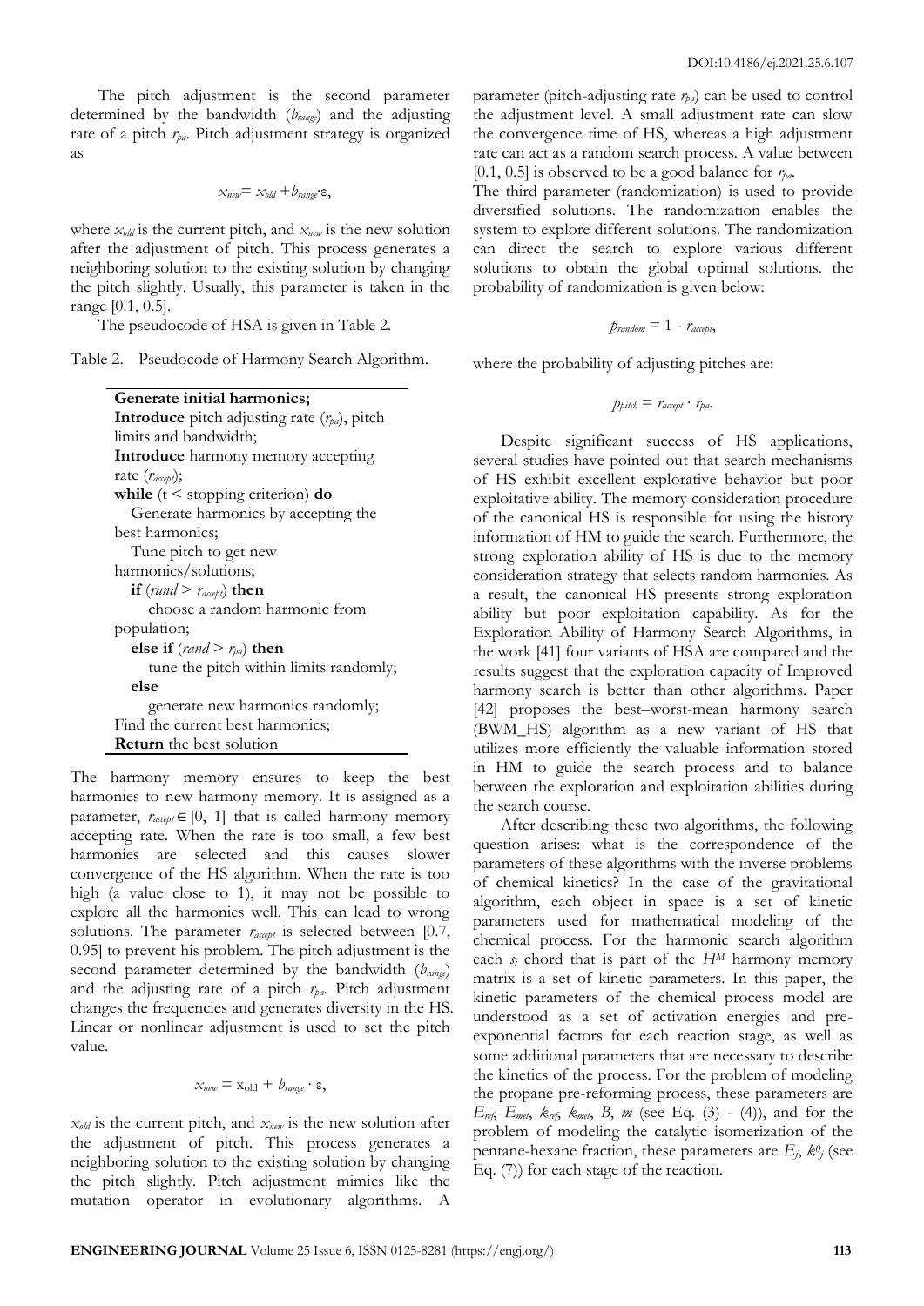The pitch adjustment is the second parameter determined by the bandwidth ($b_{range}$) and the adjusting rate of a pitch $r_{pa}$. Pitch adjustment strategy is organized as

$$x_{new} = x_{old} + b_{range} \cdot \varepsilon,$$

where $x_{old}$ is the current pitch, and $x_{new}$ is the new solution after the adjustment of pitch. This process generates a neighboring solution to the existing solution by changing the pitch slightly. Usually, this parameter is taken in the range [0.1, 0.5].

The pseudocode of HSA is given in Table 2.

Table 2. Pseudocode of Harmony Search Algorithm.

```
Generate initial harmonics;
Introduce pitch adjusting rate (r_pa), pitch limits and bandwidth;
Introduce harmony memory accepting rate (r_accept);
while (t < stopping criterion) do
   Generate harmonics by accepting the best harmonics;
   Tune pitch to get new harmonics/solutions;
   if (rand > r_accept) then
      choose a random harmonic from population;
   else if (rand > r_pa) then
      tune the pitch within limits randomly;
   else
      generate new harmonics randomly;
Find the current best harmonics;
Return the best solution
```

The harmony memory ensures to keep the best harmonies to new harmony memory. It is assigned as a parameter, $r_{accept} \in [0, 1]$ that is called harmony memory accepting rate. When the rate is too small, a few best harmonies are selected and this causes slower convergence of the HS algorithm. When the rate is too high (a value close to 1), it may not be possible to explore all the harmonies well. This can lead to wrong solutions. The parameter $r_{accept}$ is selected between [0.7, 0.95] to prevent his problem. The pitch adjustment is the second parameter determined by the bandwidth ($b_{range}$) and the adjusting rate of a pitch $r_{pa}$. Pitch adjustment changes the frequencies and generates diversity in the HS. Linear or nonlinear adjustment is used to set the pitch value.

$$x_{new} = x_{old} + b_{range} \cdot \varepsilon,$$

$x_{old}$ is the current pitch, and $x_{new}$ is the new solution after the adjustment of pitch. This process generates a neighboring solution to the existing solution by changing the pitch slightly. Pitch adjustment mimics like the mutation operator in evolutionary algorithms. A parameter (pitch-adjusting rate $r_{pa}$) can be used to control the adjustment level. A small adjustment rate can slow the convergence time of HS, whereas a high adjustment rate can act as a random search process. A value between [0.1, 0.5] is observed to be a good balance for $r_{pa}$.

The third parameter (randomization) is used to provide diversified solutions. The randomization enables the system to explore different solutions. The randomization can direct the search to explore various different solutions to obtain the global optimal solutions. the probability of randomization is given below:

$$p_{random} = 1 - r_{accept},$$

where the probability of adjusting pitches are:

$$p_{pitch} = r_{accept} \cdot r_{pa}.$$

Despite significant success of HS applications, several studies have pointed out that search mechanisms of HS exhibit excellent explorative behavior but poor exploitative ability. The memory consideration procedure of the canonical HS is responsible for using the history information of HM to guide the search. Furthermore, the strong exploration ability of HS is due to the memory consideration strategy that selects random harmonies. As a result, the canonical HS presents strong exploration ability but poor exploitation capability. As for the Exploration Ability of Harmony Search Algorithms, in the work [41] four variants of HSA are compared and the results suggest that the exploration capacity of Improved harmony search is better than other algorithms. Paper [42] proposes the best–worst-mean harmony search (BWM_HS) algorithm as a new variant of HS that utilizes more efficiently the valuable information stored in HM to guide the search process and to balance between the exploration and exploitation abilities during the search course.

After describing these two algorithms, the following question arises: what is the correspondence of the parameters of these algorithms with the inverse problems of chemical kinetics? In the case of the gravitational algorithm, each object in space is a set of kinetic parameters used for mathematical modeling of the chemical process. For the harmonic search algorithm each $s_i$ chord that is part of the $H^M$ harmony memory matrix is a set of kinetic parameters. In this paper, the kinetic parameters of the chemical process model are understood as a set of activation energies and pre-exponential factors for each reaction stage, as well as some additional parameters that are necessary to describe the kinetics of the process. For the problem of modeling the propane pre-reforming process, these parameters are $E_{ref}$, $E_{met}$, $k_{ref}$, $k_{met}$, $B$, $m$ (see Eq. (3) - (4)), and for the problem of modeling the catalytic isomerization of the pentane-hexane fraction, these parameters are $E_j$, $k^0_j$ (see Eq. (7)) for each stage of the reaction.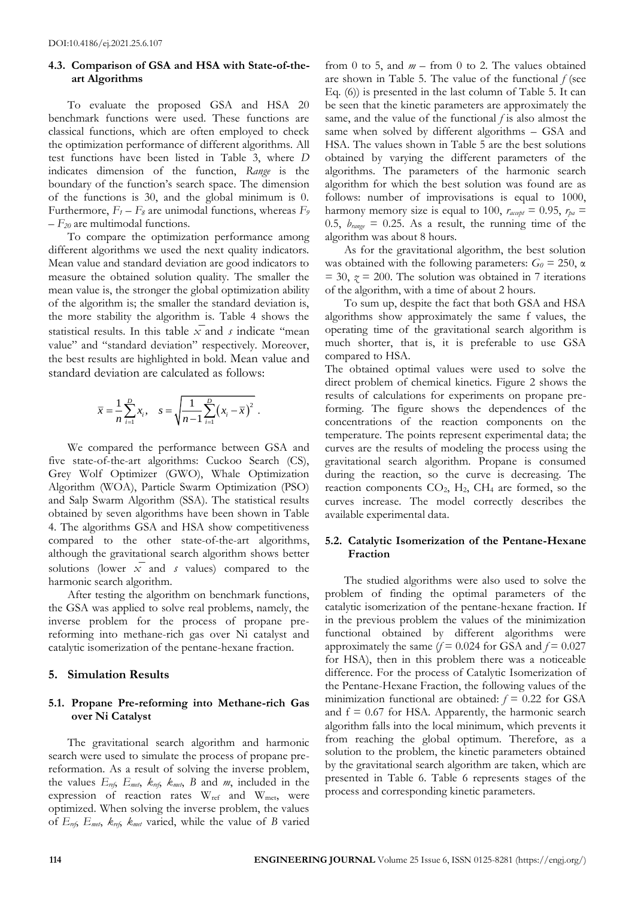### 4.3. Comparison of GSA and HSA with State-of-the-art Algorithms

To evaluate the proposed GSA and HSA 20 benchmark functions were used. These functions are classical functions, which are often employed to check the optimization performance of different algorithms. All test functions have been listed in Table 3, where *D* indicates dimension of the function, *Range* is the boundary of the function's search space. The dimension of the functions is 30, and the global minimum is 0. Furthermore, $F_1 - F_8$ are unimodal functions, whereas $F_9 - F_{20}$ are multimodal functions.

To compare the optimization performance among different algorithms we used the next quality indicators. Mean value and standard deviation are good indicators to measure the obtained solution quality. The smaller the mean value is, the stronger the global optimization ability of the algorithm is; the smaller the standard deviation is, the more stability the algorithm is. Table 4 shows the statistical results. In this table $\bar{x}$ and $s$ indicate "mean value" and "standard deviation" respectively. Moreover, the best results are highlighted in bold. Mean value and standard deviation are calculated as follows:

$$\bar{x} = \frac{1}{n}\sum_{i=1}^{D} x_i, \quad s = \sqrt{\frac{1}{n-1}\sum_{i=1}^{D}\left(x_i - \bar{x}\right)^2}\ .$$

We compared the performance between GSA and five state-of-the-art algorithms: Cuckoo Search (CS), Grey Wolf Optimizer (GWO), Whale Optimization Algorithm (WOA), Particle Swarm Optimization (PSO) and Salp Swarm Algorithm (SSA). The statistical results obtained by seven algorithms have been shown in Table 4. The algorithms GSA and HSA show competitiveness compared to the other state-of-the-art algorithms, although the gravitational search algorithm shows better solutions (lower $\bar{x}$ and $s$ values) compared to the harmonic search algorithm.

After testing the algorithm on benchmark functions, the GSA was applied to solve real problems, namely, the inverse problem for the process of propane pre-reforming into methane-rich gas over Ni catalyst and catalytic isomerization of the pentane-hexane fraction.

## 5. Simulation Results

### 5.1. Propane Pre-reforming into Methane-rich Gas over Ni Catalyst

The gravitational search algorithm and harmonic search were used to simulate the process of propane pre-reformation. As a result of solving the inverse problem, the values $E_{ref}$, $E_{met}$, $k_{ref}$, $k_{met}$, $B$ and $m$, included in the expression of reaction rates $W_{ref}$ and $W_{met}$, were optimized. When solving the inverse problem, the values of $E_{ref}$, $E_{met}$, $k_{ref}$, $k_{met}$ varied, while the value of $B$ varied from 0 to 5, and $m$ – from 0 to 2. The values obtained are shown in Table 5. The value of the functional $f$ (see Eq. (6)) is presented in the last column of Table 5. It can be seen that the kinetic parameters are approximately the same, and the value of the functional $f$ is also almost the same when solved by different algorithms – GSA and HSA. The values shown in Table 5 are the best solutions obtained by varying the different parameters of the algorithms. The parameters of the harmonic search algorithm for which the best solution was found are as follows: number of improvisations is equal to 1000, harmony memory size is equal to 100, $r_{accept}$ = 0.95, $r_{pa}$ = 0.5, $b_{range}$ = 0.25. As a result, the running time of the algorithm was about 8 hours.

As for the gravitational algorithm, the best solution was obtained with the following parameters: $G_0$ = 250, $\alpha$ = 30, $z$ = 200. The solution was obtained in 7 iterations of the algorithm, with a time of about 2 hours.

To sum up, despite the fact that both GSA and HSA algorithms show approximately the same f values, the operating time of the gravitational search algorithm is much shorter, that is, it is preferable to use GSA compared to HSA.

The obtained optimal values were used to solve the direct problem of chemical kinetics. Figure 2 shows the results of calculations for experiments on propane pre-forming. The figure shows the dependences of the concentrations of the reaction components on the temperature. The points represent experimental data; the curves are the results of modeling the process using the gravitational search algorithm. Propane is consumed during the reaction, so the curve is decreasing. The reaction components $CO_2$, $H_2$, $CH_4$ are formed, so the curves increase. The model correctly describes the available experimental data.

### 5.2. Catalytic Isomerization of the Pentane-Hexane Fraction

The studied algorithms were also used to solve the problem of finding the optimal parameters of the catalytic isomerization of the pentane-hexane fraction. If in the previous problem the values of the minimization functional obtained by different algorithms were approximately the same ($f$ = 0.024 for GSA and $f$ = 0.027 for HSA), then in this problem there was a noticeable difference. For the process of Catalytic Isomerization of the Pentane-Hexane Fraction, the following values of the minimization functional are obtained: $f$ = 0.22 for GSA and f = 0.67 for HSA. Apparently, the harmonic search algorithm falls into the local minimum, which prevents it from reaching the global optimum. Therefore, as a solution to the problem, the kinetic parameters obtained by the gravitational search algorithm are taken, which are presented in Table 6. Table 6 represents stages of the process and corresponding kinetic parameters.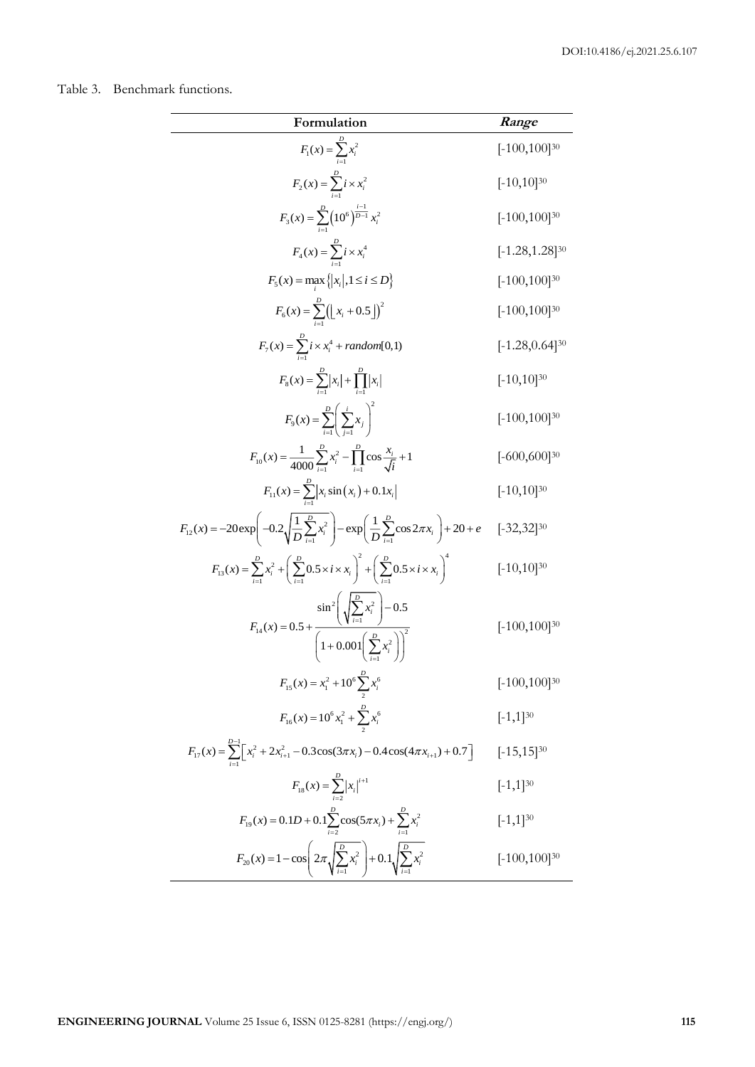Table 3. Benchmark functions.

| Formulation | *Range* |
|---|---|
| $F_1(x)=\sum_{i=1}^{D} x_i^2$ | $[-100,100]^{30}$ |
| $F_2(x)=\sum_{i=1}^{D} i\times x_i^2$ | $[-10,10]^{30}$ |
| $F_3(x)=\sum_{i=1}^{D}\left(10^6\right)^{\frac{i-1}{D-1}} x_i^2$ | $[-100,100]^{30}$ |
| $F_4(x)=\sum_{i=1}^{D} i\times x_i^4$ | $[-1.28,1.28]^{30}$ |
| $F_5(x)=\max_i\left\{\lvert x_i\rvert, 1\le i\le D\right\}$ | $[-100,100]^{30}$ |
| $F_6(x)=\sum_{i=1}^{D}\left(\lfloor x_i+0.5\rfloor\right)^2$ | $[-100,100]^{30}$ |
| $F_7(x)=\sum_{i=1}^{D} i\times x_i^4+random[0,1)$ | $[-1.28,0.64]^{30}$ |
| $F_8(x)=\sum_{i=1}^{D}\lvert x_i\rvert+\prod_{i=1}^{D}\lvert x_i\rvert$ | $[-10,10]^{30}$ |
| $F_9(x)=\sum_{i=1}^{D}\left(\sum_{j=1}^{i} x_j\right)^2$ | $[-100,100]^{30}$ |
| $F_{10}(x)=\frac{1}{4000}\sum_{i=1}^{D} x_i^2-\prod_{i=1}^{D}\cos\frac{x_i}{\sqrt{i}}+1$ | $[-600,600]^{30}$ |
| $F_{11}(x)=\sum_{i=1}^{D}\lvert x_i\sin(x_i)+0.1x_i\rvert$ | $[-10,10]^{30}$ |
| $F_{12}(x)=-20\exp\left(-0.2\sqrt{\frac{1}{D}\sum_{i=1}^{D} x_i^2}\right)-\exp\left(\frac{1}{D}\sum_{i=1}^{D}\cos 2\pi x_i\right)+20+e$ | $[-32,32]^{30}$ |
| $F_{13}(x)=\sum_{i=1}^{D} x_i^2+\left(\sum_{i=1}^{D}0.5\times i\times x_i\right)^2+\left(\sum_{i=1}^{D}0.5\times i\times x_i\right)^4$ | $[-10,10]^{30}$ |
| $F_{14}(x)=0.5+\frac{\sin^2\left(\sqrt{\sum_{i=1}^{D} x_i^2}\right)-0.5}{\left(1+0.001\left(\sum_{i=1}^{D} x_i^2\right)\right)^2}$ | $[-100,100]^{30}$ |
| $F_{15}(x)=x_1^2+10^6\sum_{2}^{D} x_i^6$ | $[-100,100]^{30}$ |
| $F_{16}(x)=10^6 x_1^2+\sum_{2}^{D} x_i^6$ | $[-1,1]^{30}$ |
| $F_{17}(x)=\sum_{i=1}^{D-1}\left[x_i^2+2x_{i+1}^2-0.3\cos(3\pi x_i)-0.4\cos(4\pi x_{i+1})+0.7\right]$ | $[-15,15]^{30}$ |
| $F_{18}(x)=\sum_{i=2}^{D}\lvert x_i\rvert^{i+1}$ | $[-1,1]^{30}$ |
| $F_{19}(x)=0.1D+0.1\sum_{i=2}^{D}\cos(5\pi x_i)+\sum_{i=1}^{D} x_i^2$ | $[-1,1]^{30}$ |
| $F_{20}(x)=1-\cos\left(2\pi\sqrt{\sum_{i=1}^{D} x_i^2}\right)+0.1\sqrt{\sum_{i=1}^{D} x_i^2}$ | $[-100,100]^{30}$ |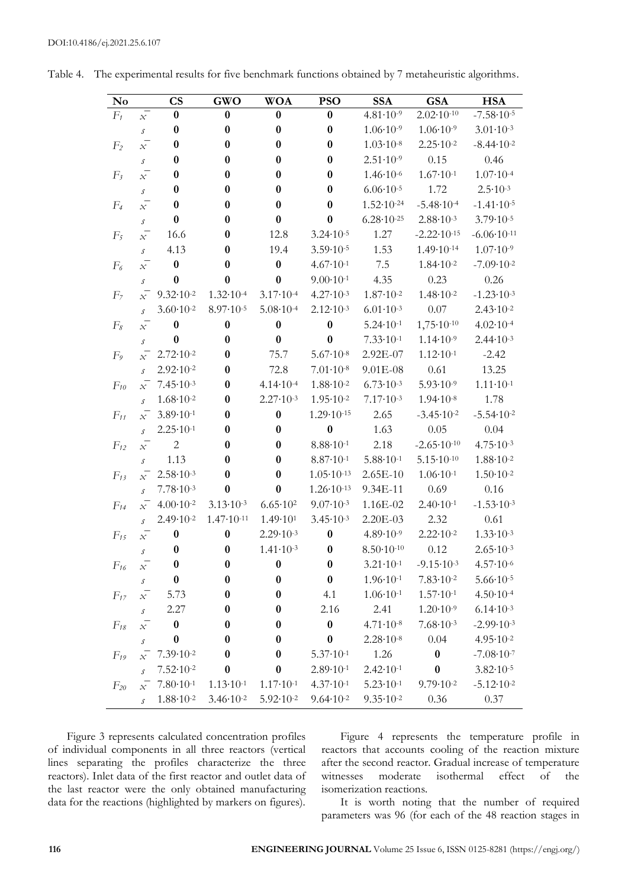Table 4. The experimental results for five benchmark functions obtained by 7 metaheuristic algorithms.

| No | | CS | GWO | WOA | PSO | SSA | GSA | HSA |
|---|---|---|---|---|---|---|---|---|
| $F_1$ | $\bar{x}$ | **0** | **0** | **0** | **0** | $4.81 \cdot 10^{-9}$ | $2.02 \cdot 10^{-10}$ | $-7.58 \cdot 10^{-5}$ |
| | $s$ | **0** | **0** | **0** | **0** | $1.06 \cdot 10^{-9}$ | $1.06 \cdot 10^{-9}$ | $3.01 \cdot 10^{-3}$ |
| $F_2$ | $\bar{x}$ | **0** | **0** | **0** | **0** | $1.03 \cdot 10^{-8}$ | $2.25 \cdot 10^{-2}$ | $-8.44 \cdot 10^{-2}$ |
| | $s$ | **0** | **0** | **0** | **0** | $2.51 \cdot 10^{-9}$ | 0.15 | 0.46 |
| $F_3$ | $\bar{x}$ | **0** | **0** | **0** | **0** | $1.46 \cdot 10^{-6}$ | $1.67 \cdot 10^{-1}$ | $1.07 \cdot 10^{-4}$ |
| | $s$ | **0** | **0** | **0** | **0** | $6.06 \cdot 10^{-5}$ | 1.72 | $2.5 \cdot 10^{-3}$ |
| $F_4$ | $\bar{x}$ | **0** | **0** | **0** | **0** | $1.52 \cdot 10^{-24}$ | $-5.48 \cdot 10^{-4}$ | $-1.41 \cdot 10^{-5}$ |
| | $s$ | **0** | **0** | **0** | **0** | $6.28 \cdot 10^{-25}$ | $2.88 \cdot 10^{-3}$ | $3.79 \cdot 10^{-5}$ |
| $F_5$ | $\bar{x}$ | 16.6 | **0** | 12.8 | $3.24 \cdot 10^{-5}$ | 1.27 | $-2.22 \cdot 10^{-15}$ | $-6.06 \cdot 10^{-11}$ |
| | $s$ | 4.13 | **0** | 19.4 | $3.59 \cdot 10^{-5}$ | 1.53 | $1.49 \cdot 10^{-14}$ | $1.07 \cdot 10^{-9}$ |
| $F_6$ | $\bar{x}$ | **0** | **0** | **0** | $4.67 \cdot 10^{-1}$ | 7.5 | $1.84 \cdot 10^{-2}$ | $-7.09 \cdot 10^{-2}$ |
| | $s$ | **0** | **0** | **0** | $9.00 \cdot 10^{-1}$ | 4.35 | 0.23 | 0.26 |
| $F_7$ | $\bar{x}$ | $9.32 \cdot 10^{-2}$ | $1.32 \cdot 10^{-4}$ | $3.17 \cdot 10^{-4}$ | $4.27 \cdot 10^{-3}$ | $1.87 \cdot 10^{-2}$ | $1.48 \cdot 10^{-2}$ | $-1.23 \cdot 10^{-3}$ |
| | $s$ | $3.60 \cdot 10^{-2}$ | $8.97 \cdot 10^{-5}$ | $5.08 \cdot 10^{-4}$ | $2.12 \cdot 10^{-3}$ | $6.01 \cdot 10^{-3}$ | 0.07 | $2.43 \cdot 10^{-2}$ |
| $F_8$ | $\bar{x}$ | **0** | **0** | **0** | **0** | $5.24 \cdot 10^{-1}$ | $1{,}75 \cdot 10^{-10}$ | $4.02 \cdot 10^{-4}$ |
| | $s$ | **0** | **0** | **0** | **0** | $7.33 \cdot 10^{-1}$ | $1.14 \cdot 10^{-9}$ | $2.44 \cdot 10^{-3}$ |
| $F_9$ | $\bar{x}$ | $2.72 \cdot 10^{-2}$ | **0** | 75.7 | $5.67 \cdot 10^{-8}$ | 2.92E-07 | $1.12 \cdot 10^{-1}$ | -2.42 |
| | $s$ | $2.92 \cdot 10^{-2}$ | **0** | 72.8 | $7.01 \cdot 10^{-8}$ | 9.01E-08 | 0.61 | 13.25 |
| $F_{10}$ | $\bar{x}$ | $7.45 \cdot 10^{-3}$ | **0** | $4.14 \cdot 10^{-4}$ | $1.88 \cdot 10^{-2}$ | $6.73 \cdot 10^{-3}$ | $5.93 \cdot 10^{-9}$ | $1.11 \cdot 10^{-1}$ |
| | $s$ | $1.68 \cdot 10^{-2}$ | **0** | $2.27 \cdot 10^{-3}$ | $1.95 \cdot 10^{-2}$ | $7.17 \cdot 10^{-3}$ | $1.94 \cdot 10^{-8}$ | 1.78 |
| $F_{11}$ | $\bar{x}$ | $3.89 \cdot 10^{-1}$ | **0** | **0** | $1.29 \cdot 10^{-15}$ | 2.65 | $-3.45 \cdot 10^{-2}$ | $-5.54 \cdot 10^{-2}$ |
| | $s$ | $2.25 \cdot 10^{-1}$ | **0** | **0** | **0** | 1.63 | 0.05 | 0.04 |
| $F_{12}$ | $\bar{x}$ | 2 | **0** | **0** | $8.88 \cdot 10^{-1}$ | 2.18 | $-2.65 \cdot 10^{-10}$ | $4.75 \cdot 10^{-3}$ |
| | $s$ | 1.13 | **0** | **0** | $8.87 \cdot 10^{-1}$ | $5.88 \cdot 10^{-1}$ | $5.15 \cdot 10^{-10}$ | $1.88 \cdot 10^{-2}$ |
| $F_{13}$ | $\bar{x}$ | $2.58 \cdot 10^{-3}$ | **0** | **0** | $1.05 \cdot 10^{-13}$ | 2.65E-10 | $1.06 \cdot 10^{-1}$ | $1.50 \cdot 10^{-2}$ |
| | $s$ | $7.78 \cdot 10^{-3}$ | **0** | **0** | $1.26 \cdot 10^{-13}$ | 9.34E-11 | 0.69 | 0.16 |
| $F_{14}$ | $\bar{x}$ | $4.00 \cdot 10^{-2}$ | $3.13 \cdot 10^{-3}$ | $6.65 \cdot 10^{2}$ | $9.07 \cdot 10^{-3}$ | 1.16E-02 | $2.40 \cdot 10^{-1}$ | $-1.53 \cdot 10^{-3}$ |
| | $s$ | $2.49 \cdot 10^{-2}$ | $1.47 \cdot 10^{-11}$ | $1.49 \cdot 10^{1}$ | $3.45 \cdot 10^{-3}$ | 2.20E-03 | 2.32 | 0.61 |
| $F_{15}$ | $\bar{x}$ | **0** | **0** | $2.29 \cdot 10^{-3}$ | **0** | $4.89 \cdot 10^{-9}$ | $2.22 \cdot 10^{-2}$ | $1.33 \cdot 10^{-3}$ |
| | $s$ | **0** | **0** | $1.41 \cdot 10^{-3}$ | **0** | $8.50 \cdot 10^{-10}$ | 0.12 | $2.65 \cdot 10^{-3}$ |
| $F_{16}$ | $\bar{x}$ | **0** | **0** | **0** | **0** | $3.21 \cdot 10^{-1}$ | $-9.15 \cdot 10^{-3}$ | $4.57 \cdot 10^{-6}$ |
| | $s$ | **0** | **0** | **0** | **0** | $1.96 \cdot 10^{-1}$ | $7.83 \cdot 10^{-2}$ | $5.66 \cdot 10^{-5}$ |
| $F_{17}$ | $\bar{x}$ | 5.73 | **0** | **0** | 4.1 | $1.06 \cdot 10^{-1}$ | $1.57 \cdot 10^{-1}$ | $4.50 \cdot 10^{-4}$ |
| | $s$ | 2.27 | **0** | **0** | 2.16 | 2.41 | $1.20 \cdot 10^{-9}$ | $6.14 \cdot 10^{-3}$ |
| $F_{18}$ | $\bar{x}$ | **0** | **0** | **0** | **0** | $4.71 \cdot 10^{-8}$ | $7.68 \cdot 10^{-3}$ | $-2.99 \cdot 10^{-3}$ |
| | $s$ | **0** | **0** | **0** | **0** | $2.28 \cdot 10^{-8}$ | 0.04 | $4.95 \cdot 10^{-2}$ |
| $F_{19}$ | $\bar{x}$ | $7.39 \cdot 10^{-2}$ | **0** | **0** | $5.37 \cdot 10^{-1}$ | 1.26 | **0** | $-7.08 \cdot 10^{-7}$ |
| | $s$ | $7.52 \cdot 10^{-2}$ | **0** | **0** | $2.89 \cdot 10^{-1}$ | $2.42 \cdot 10^{-1}$ | **0** | $3.82 \cdot 10^{-5}$ |
| $F_{20}$ | $\bar{x}$ | $7.80 \cdot 10^{-1}$ | $1.13 \cdot 10^{-1}$ | $1.17 \cdot 10^{-1}$ | $4.37 \cdot 10^{-1}$ | $5.23 \cdot 10^{-1}$ | $9.79 \cdot 10^{-2}$ | $-5.12 \cdot 10^{-2}$ |
| | $s$ | $1.88 \cdot 10^{-2}$ | $3.46 \cdot 10^{-2}$ | $5.92 \cdot 10^{-2}$ | $9.64 \cdot 10^{-2}$ | $9.35 \cdot 10^{-2}$ | 0.36 | 0.37 |

Figure 3 represents calculated concentration profiles of individual components in all three reactors (vertical lines separating the profiles characterize the three reactors). Inlet data of the first reactor and outlet data of the last reactor were the only obtained manufacturing data for the reactions (highlighted by markers on figures).

Figure 4 represents the temperature profile in reactors that accounts cooling of the reaction mixture after the second reactor. Gradual increase of temperature witnesses moderate isothermal effect of the isomerization reactions.

It is worth noting that the number of required parameters was 96 (for each of the 48 reaction stages in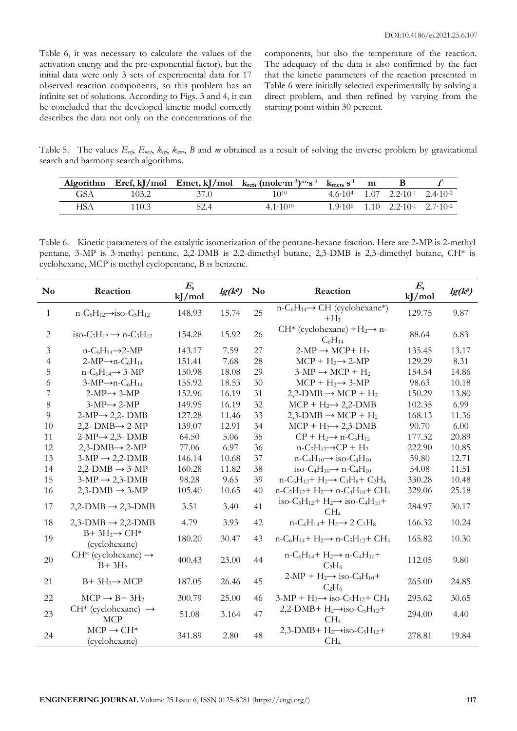Table 6, it was necessary to calculate the values of the activation energy and the pre-exponential factor), but the initial data were only 3 sets of experimental data for 17 observed reaction components, so this problem has an infinite set of solutions. According to Figs. 3 and 4, it can be concluded that the developed kinetic model correctly describes the data not only on the concentrations of the components, but also the temperature of the reaction. The adequacy of the data is also confirmed by the fact that the kinetic parameters of the reaction presented in Table 6 were initially selected experimentally by solving a direct problem, and then refined by varying from the starting point within 30 percent.

Table 5. The values $E_{ref}$, $E_{met}$, $k_{ref}$, $k_{met}$, $B$ and $m$ obtained as a result of solving the inverse problem by gravitational search and harmony search algorithms.

| Algorithm | Eref, kJ/mol | Emet, kJ/mol | $k_{ref}$, $(mole{\cdot}m^{-3})^{m}{\cdot}s^{-1}$ | $k_{met}$, $s^{-1}$ | m | B | $f$ |
|---|---|---|---|---|---|---|---|
| GSA | 103.2 | 37.0 | $10^{10}$ | $4.6{\cdot}10^{4}$ | 1.07 | $2.2{\cdot}10^{-1}$ | $2.4{\cdot}10^{-2}$ |
| HSA | 110.3 | 52.4 | $4.1{\cdot}10^{10}$ | $1.9{\cdot}10^{6}$ | 1.10 | $2.2{\cdot}10^{-1}$ | $2.7{\cdot}10^{-2}$ |

Table 6. Kinetic parameters of the catalytic isomerization of the pentane-hexane fraction. Here are 2-MP is 2-methyl pentane, 3-MP is 3-methyl pentane, 2,2-DMB is 2,2-dimethyl butane, 2,3-DMB is 2,3-dimethyl butane, CH* is cyclohexane, MCP is methyl cyclopentane, B is benzene.

| No | Reaction | $E$, kJ/mol | $lg(k^0)$ | No | Reaction | $E$, kJ/mol | $lg(k^0)$ |
|---|---|---|---|---|---|---|---|
| 1 | $n\text{-}C_5H_{12} \rightarrow iso\text{-}C_5H_{12}$ | 148.93 | 15.74 | 25 | $n\text{-}C_6H_{14} \rightarrow$ CH (cyclohexane*) $+ H_2$ | 129.75 | 9.87 |
| 2 | $iso\text{-}C_5H_{12} \rightarrow n\text{-}C_5H_{12}$ | 154.28 | 15.92 | 26 | CH* (cyclohexane) $+ H_2 \rightarrow n\text{-}C_6H_{14}$ | 88.64 | 6.83 |
| 3 | $n\text{-}C_6H_{14} \rightarrow$ 2-MP | 143.17 | 7.59 | 27 | 2-MP $\rightarrow$ MCP $+ H_2$ | 135.45 | 13.17 |
| 4 | 2-MP $\rightarrow n\text{-}C_6H_{14}$ | 151.41 | 7.68 | 28 | MCP $+ H_2 \rightarrow$ 2-MP | 129.29 | 8.31 |
| 5 | $n\text{-}C_6H_{14} \rightarrow$ 3-MP | 150.98 | 18.08 | 29 | 3-MP $\rightarrow$ MCP $+ H_2$ | 154.54 | 14.86 |
| 6 | 3-MP $\rightarrow n\text{-}C_6H_{14}$ | 155.92 | 18.53 | 30 | MCP $+ H_2 \rightarrow$ 3-MP | 98.63 | 10.18 |
| 7 | 2-MP $\rightarrow$ 3-MP | 152.96 | 16.19 | 31 | 2,2-DMB $\rightarrow$ MCP $+ H_2$ | 150.29 | 13.80 |
| 8 | 3-MP $\rightarrow$ 2-MP | 149.95 | 16.19 | 32 | MCP $+ H_2 \rightarrow$ 2,2-DMB | 102.35 | 6.99 |
| 9 | 2-MP $\rightarrow$ 2,2- DMB | 127.28 | 11.46 | 33 | 2,3-DMB $\rightarrow$ MCP $+ H_2$ | 168.13 | 11.36 |
| 10 | 2,2- DMB $\rightarrow$ 2-MP | 139.07 | 12.91 | 34 | MCP $+ H_2 \rightarrow$ 2,3-DMB | 90.70 | 6.00 |
| 11 | 2-MP $\rightarrow$ 2,3- DMB | 64.50 | 5.06 | 35 | CP $+ H_2 \rightarrow n\text{-}C_5H_{12}$ | 177.32 | 20.89 |
| 12 | 2,3-DMB $\rightarrow$ 2-MP | 77.06 | 6.97 | 36 | $n\text{-}C_5H_{12} \rightarrow$ CP $+ H_2$ | 222.90 | 10.85 |
| 13 | 3-MP $\rightarrow$ 2,2-DMB | 146.14 | 10.68 | 37 | $n\text{-}C_4H_{10} \rightarrow iso\text{-}C_4H_{10}$ | 59.80 | 12.71 |
| 14 | 2,2-DMB $\rightarrow$ 3-MP | 160.28 | 11.82 | 38 | $iso\text{-}C_4H_{10} \rightarrow n\text{-}C_4H_{10}$ | 54.08 | 11.51 |
| 15 | 3-MP $\rightarrow$ 2,3-DMB | 98.28 | 9.65 | 39 | $n\text{-}C_5H_{12} + H_2 \rightarrow C_3H_8 + C_2H_6$ | 330.28 | 10.48 |
| 16 | 2,3-DMB $\rightarrow$ 3-MP | 105.40 | 10.65 | 40 | $n\text{-}C_5H_{12} + H_2 \rightarrow n\text{-}C_4H_{10} + CH_4$ | 329.06 | 25.18 |
| 17 | 2,2-DMB $\rightarrow$ 2,3-DMB | 3.51 | 3.40 | 41 | $iso\text{-}C_5H_{12} + H_2 \rightarrow iso\text{-}C_4H_{10} + CH_4$ | 284.97 | 30.17 |
| 18 | 2,3-DMB $\rightarrow$ 2,2-DMB | 4.79 | 3.93 | 42 | $n\text{-}C_6H_{14} + H_2 \rightarrow 2\ C_3H_8$ | 166.32 | 10.24 |
| 19 | B $+ 3H_2 \rightarrow$ CH* (cyclohexane) | 180.20 | 30.47 | 43 | $n\text{-}C_6H_{14} + H_2 \rightarrow n\text{-}C_5H_{12} + CH_4$ | 165.82 | 10.30 |
| 20 | CH* (cyclohexane) $\rightarrow$ B $+ 3H_2$ | 400.43 | 23.00 | 44 | $n\text{-}C_6H_{14} + H_2 \rightarrow n\text{-}C_4H_{10} + C_2H_6$ | 112.05 | 9.80 |
| 21 | B $+ 3H_2 \rightarrow$ MCP | 187.05 | 26.46 | 45 | 2-MP $+ H_2 \rightarrow iso\text{-}C_4H_{10} + C_2H_6$ | 265.00 | 24.85 |
| 22 | MCP $\rightarrow$ B $+ 3H_2$ | 300.79 | 25.00 | 46 | 3-MP $+ H_2 \rightarrow iso\text{-}C_5H_{12} + CH_4$ | 295.62 | 30.65 |
| 23 | CH* (cyclohexane) $\rightarrow$ MCP | 51.08 | 3.164 | 47 | 2,2-DMB $+ H_2 \rightarrow iso\text{-}C_5H_{12} + CH_4$ | 294.00 | 4.40 |
| 24 | MCP $\rightarrow$ CH* (cyclohexane) | 341.89 | 2.80 | 48 | 2,3-DMB $+ H_2 \rightarrow iso\text{-}C_5H_{12} + CH_4$ | 278.81 | 19.84 |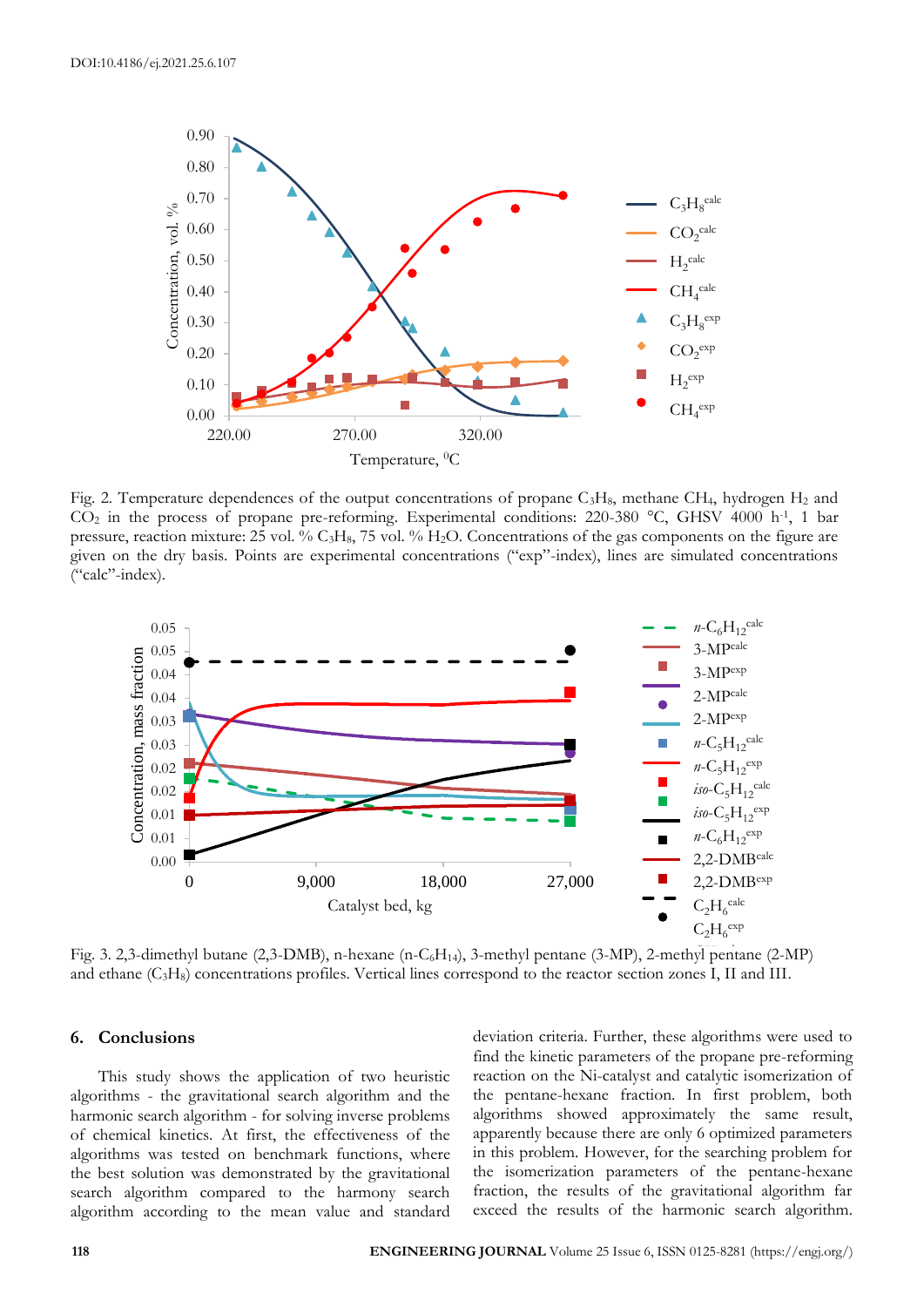Fig. 2. Temperature dependences of the output concentrations of propane $C_3H_8$, methane $CH_4$, hydrogen $H_2$ and $CO_2$ in the process of propane pre-reforming. Experimental conditions: 220-380 °C, GHSV 4000 h[-1], 1 bar pressure, reaction mixture: 25 vol. % $C_3H_8$, 75 vol. % $H_2O$. Concentrations of the gas components on the figure are given on the dry basis. Points are experimental concentrations ("exp"-index), lines are simulated concentrations ("calc"-index).

Fig. 3. 2,3-dimethyl butane (2,3-DMB), n-hexane (n-$C_6H_{14}$), 3-methyl pentane (3-MP), 2-methyl pentane (2-MP) and ethane ($C_3H_8$) concentrations profiles. Vertical lines correspond to the reactor section zones I, II and III.

## 6. Conclusions

This study shows the application of two heuristic algorithms - the gravitational search algorithm and the harmonic search algorithm - for solving inverse problems of chemical kinetics. At first, the effectiveness of the algorithms was tested on benchmark functions, where the best solution was demonstrated by the gravitational search algorithm compared to the harmony search algorithm according to the mean value and standard deviation criteria. Further, these algorithms were used to find the kinetic parameters of the propane pre-reforming reaction on the Ni-catalyst and catalytic isomerization of the pentane-hexane fraction. In first problem, both algorithms showed approximately the same result, apparently because there are only 6 optimized parameters in this problem. However, for the searching problem for the isomerization parameters of the pentane-hexane fraction, the results of the gravitational algorithm far exceed the results of the harmonic search algorithm.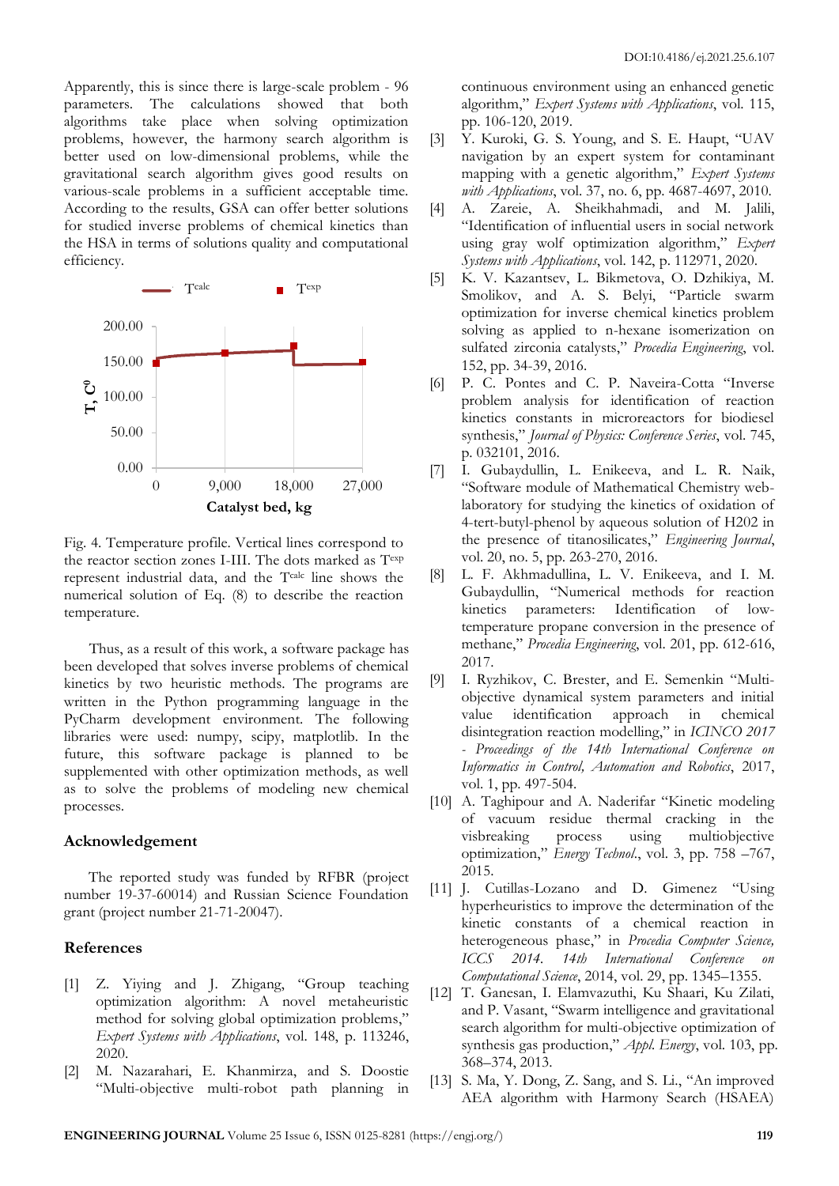Apparently, this is since there is large-scale problem - 96 parameters. The calculations showed that both algorithms take place when solving optimization problems, however, the harmony search algorithm is better used on low-dimensional problems, while the gravitational search algorithm gives good results on various-scale problems in a sufficient acceptable time. According to the results, GSA can offer better solutions for studied inverse problems of chemical kinetics than the HSA in terms of solutions quality and computational efficiency.

Fig. 4. Temperature profile. Vertical lines correspond to the reactor section zones I-III. The dots marked as $T^{exp}$ represent industrial data, and the $T^{calc}$ line shows the numerical solution of Eq. (8) to describe the reaction temperature.

Thus, as a result of this work, a software package has been developed that solves inverse problems of chemical kinetics by two heuristic methods. The programs are written in the Python programming language in the PyCharm development environment. The following libraries were used: numpy, scipy, matplotlib. In the future, this software package is planned to be supplemented with other optimization methods, as well as to solve the problems of modeling new chemical processes.

## Acknowledgement

The reported study was funded by RFBR (project number 19-37-60014) and Russian Science Foundation grant (project number 21-71-20047).

## References

[1] Z. Yiying and J. Zhigang, "Group teaching optimization algorithm: A novel metaheuristic method for solving global optimization problems," *Expert Systems with Applications*, vol. 148, p. 113246, 2020.

[2] M. Nazarahari, E. Khanmirza, and S. Doostie "Multi-objective multi-robot path planning in continuous environment using an enhanced genetic algorithm," *Expert Systems with Applications*, vol. 115, pp. 106-120, 2019.

[3] Y. Kuroki, G. S. Young, and S. E. Haupt, "UAV navigation by an expert system for contaminant mapping with a genetic algorithm," *Expert Systems with Applications*, vol. 37, no. 6, pp. 4687-4697, 2010.

[4] A. Zareie, A. Sheikhahmadi, and M. Jalili, "Identification of influential users in social network using gray wolf optimization algorithm," *Expert Systems with Applications*, vol. 142, p. 112971, 2020.

[5] K. V. Kazantsev, L. Bikmetova, O. Dzhikiya, M. Smolikov, and A. S. Belyi, "Particle swarm optimization for inverse chemical kinetics problem solving as applied to n-hexane isomerization on sulfated zirconia catalysts," *Procedia Engineering*, vol. 152, pp. 34-39, 2016.

[6] P. C. Pontes and C. P. Naveira-Cotta "Inverse problem analysis for identification of reaction kinetics constants in microreactors for biodiesel synthesis," *Journal of Physics: Conference Series*, vol. 745, p. 032101, 2016.

[7] I. Gubaydullin, L. Enikeeva, and L. R. Naik, "Software module of Mathematical Chemistry web-laboratory for studying the kinetics of oxidation of 4-tert-butyl-phenol by aqueous solution of H2O2 in the presence of titanosilicates," *Engineering Journal*, vol. 20, no. 5, pp. 263-270, 2016.

[8] L. F. Akhmadullina, L. V. Enikeeva, and I. M. Gubaydullin, "Numerical methods for reaction kinetics parameters: Identification of low-temperature propane conversion in the presence of methane," *Procedia Engineering*, vol. 201, pp. 612-616, 2017.

[9] I. Ryzhikov, C. Brester, and E. Semenkin "Multi-objective dynamical system parameters and initial value identification approach in chemical disintegration reaction modelling," in *ICINCO 2017 - Proceedings of the 14th International Conference on Informatics in Control, Automation and Robotics*, 2017, vol. 1, pp. 497-504.

[10] A. Taghipour and A. Naderifar "Kinetic modeling of vacuum residue thermal cracking in the visbreaking process using multiobjective optimization," *Energy Technol.*, vol. 3, pp. 758 –767, 2015.

[11] J. Cutillas-Lozano and D. Gimenez "Using hyperheuristics to improve the determination of the kinetic constants of a chemical reaction in heterogeneous phase," in *Procedia Computer Science, ICCS 2014. 14th International Conference on Computational Science*, 2014, vol. 29, pp. 1345–1355.

[12] T. Ganesan, I. Elamvazuthi, Ku Shaari, Ku Zilati, and P. Vasant, "Swarm intelligence and gravitational search algorithm for multi-objective optimization of synthesis gas production," *Appl. Energy*, vol. 103, pp. 368–374, 2013.

[13] S. Ma, Y. Dong, Z. Sang, and S. Li., "An improved AEA algorithm with Harmony Search (HSAEA)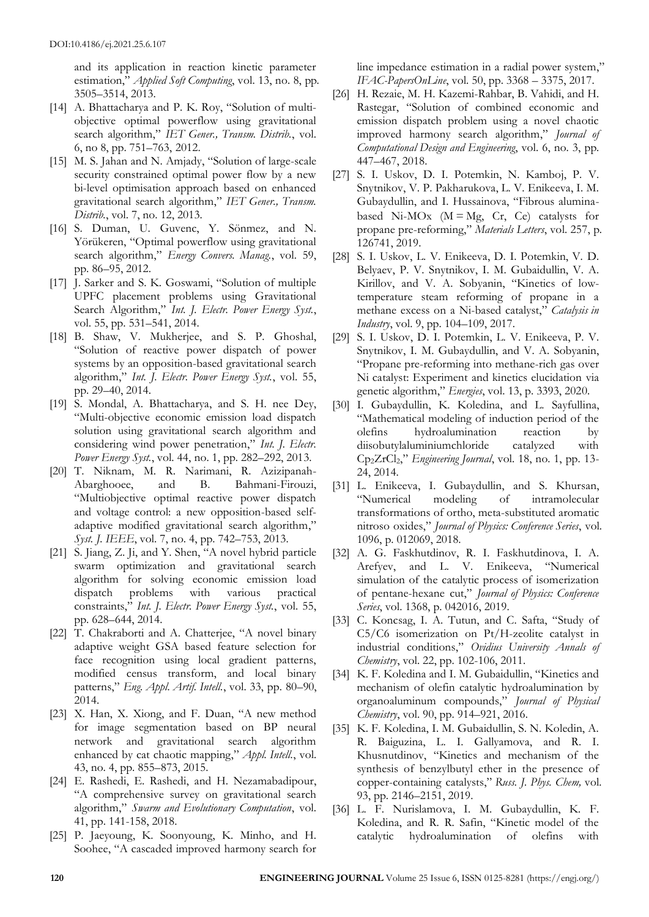and its application in reaction kinetic parameter estimation," *Applied Soft Computing*, vol. 13, no. 8, pp. 3505–3514, 2013.

[14] A. Bhattacharya and P. K. Roy, "Solution of multi-objective optimal powerflow using gravitational search algorithm," *IET Gener., Transm. Distrib.*, vol. 6, no 8, pp. 751–763, 2012.

[15] M. S. Jahan and N. Amjady, "Solution of large-scale security constrained optimal power flow by a new bi-level optimisation approach based on enhanced gravitational search algorithm," *IET Gener., Transm. Distrib.*, vol. 7, no. 12, 2013.

[16] S. Duman, U. Guvenc, Y. Sönmez, and N. Yörükeren, "Optimal powerflow using gravitational search algorithm," *Energy Convers. Manag.*, vol. 59, pp. 86–95, 2012.

[17] J. Sarker and S. K. Goswami, "Solution of multiple UPFC placement problems using Gravitational Search Algorithm," *Int. J. Electr. Power Energy Syst.*, vol. 55, pp. 531–541, 2014.

[18] B. Shaw, V. Mukherjee, and S. P. Ghoshal, "Solution of reactive power dispatch of power systems by an opposition-based gravitational search algorithm," *Int. J. Electr. Power Energy Syst.*, vol. 55, pp. 29–40, 2014.

[19] S. Mondal, A. Bhattacharya, and S. H. nee Dey, "Multi-objective economic emission load dispatch solution using gravitational search algorithm and considering wind power penetration," *Int. J. Electr. Power Energy Syst.*, vol. 44, no. 1, pp. 282–292, 2013.

[20] T. Niknam, M. R. Narimani, R. Azizipanah-Abarghooee, and B. Bahmani-Firouzi, "Multiobjective optimal reactive power dispatch and voltage control: a new opposition-based self-adaptive modified gravitational search algorithm," *Syst. J. IEEE*, vol. 7, no. 4, pp. 742–753, 2013.

[21] S. Jiang, Z. Ji, and Y. Shen, "A novel hybrid particle swarm optimization and gravitational search algorithm for solving economic emission load dispatch problems with various practical constraints," *Int. J. Electr. Power Energy Syst.*, vol. 55, pp. 628–644, 2014.

[22] T. Chakraborti and A. Chatterjee, "A novel binary adaptive weight GSA based feature selection for face recognition using local gradient patterns, modified census transform, and local binary patterns," *Eng. Appl. Artif. Intell.*, vol. 33, pp. 80–90, 2014.

[23] X. Han, X. Xiong, and F. Duan, "A new method for image segmentation based on BP neural network and gravitational search algorithm enhanced by cat chaotic mapping," *Appl. Intell.*, vol. 43, no. 4, pp. 855–873, 2015.

[24] E. Rashedi, E. Rashedi, and H. Nezamabadipour, "A comprehensive survey on gravitational search algorithm," *Swarm and Evolutionary Computation*, vol. 41, pp. 141-158, 2018.

[25] P. Jaeyoung, K. Soonyoung, K. Minho, and H. Soohee, "A cascaded improved harmony search for line impedance estimation in a radial power system," *IFAC-PapersOnLine*, vol. 50, pp. 3368 – 3375, 2017.

[26] H. Rezaie, M. H. Kazemi-Rahbar, B. Vahidi, and H. Rastegar, "Solution of combined economic and emission dispatch problem using a novel chaotic improved harmony search algorithm," *Journal of Computational Design and Engineering*, vol. 6, no. 3, pp. 447–467, 2018.

[27] S. I. Uskov, D. I. Potemkin, N. Kamboj, P. V. Snytnikov, V. P. Pakharukova, L. V. Enikeeva, I. M. Gubaydullin, and I. Hussainova, "Fibrous alumina-based Ni-MOx (M = Mg, Cr, Ce) catalysts for propane pre-reforming," *Materials Letters*, vol. 257, p. 126741, 2019.

[28] S. I. Uskov, L. V. Enikeeva, D. I. Potemkin, V. D. Belyaev, P. V. Snytnikov, I. M. Gubaidullin, V. A. Kirillov, and V. A. Sobyanin, "Kinetics of low-temperature steam reforming of propane in a methane excess on a Ni-based catalyst," *Catalysis in Industry*, vol. 9, pp. 104–109, 2017.

[29] S. I. Uskov, D. I. Potemkin, L. V. Enikeeva, P. V. Snytnikov, I. M. Gubaydullin, and V. A. Sobyanin, "Propane pre-reforming into methane-rich gas over Ni catalyst: Experiment and kinetics elucidation via genetic algorithm," *Energies*, vol. 13, p. 3393, 2020.

[30] I. Gubaydullin, K. Koledina, and L. Sayfullina, "Mathematical modeling of induction period of the olefins hydroalumination reaction by diisobutylaluminiumchloride catalyzed with $Cp_2ZrCl_2$," *Engineering Journal*, vol. 18, no. 1, pp. 13-24, 2014.

[31] L. Enikeeva, I. Gubaydullin, and S. Khursan, "Numerical modeling of intramolecular transformations of ortho, meta-substituted aromatic nitroso oxides," *Journal of Physics: Conference Series*, vol. 1096, p. 012069, 2018.

[32] A. G. Faskhutdinov, R. I. Faskhutdinova, I. A. Arefyev, and L. V. Enikeeva, "Numerical simulation of the catalytic process of isomerization of pentane-hexane cut," *Journal of Physics: Conference Series*, vol. 1368, p. 042016, 2019.

[33] C. Koncsag, I. A. Tutun, and C. Safta, "Study of C5/C6 isomerization on Pt/H-zeolite catalyst in industrial conditions," *Ovidius University Annals of Chemistry*, vol. 22, pp. 102-106, 2011.

[34] K. F. Koledina and I. M. Gubaidullin, "Kinetics and mechanism of olefin catalytic hydroalumination by organoaluminum compounds," *Journal of Physical Chemistry*, vol. 90, pp. 914–921, 2016.

[35] K. F. Koledina, I. M. Gubaidullin, S. N. Koledin, A. R. Baiguzina, L. I. Gallyamova, and R. I. Khusnutdinov, "Kinetics and mechanism of the synthesis of benzylbutyl ether in the presence of copper-containing catalysts," *Russ. J. Phys. Chem*, vol. 93, pp. 2146–2151, 2019.

[36] L. F. Nurislamova, I. M. Gubaydullin, K. F. Koledina, and R. R. Safin, "Kinetic model of the catalytic hydroalumination of olefins with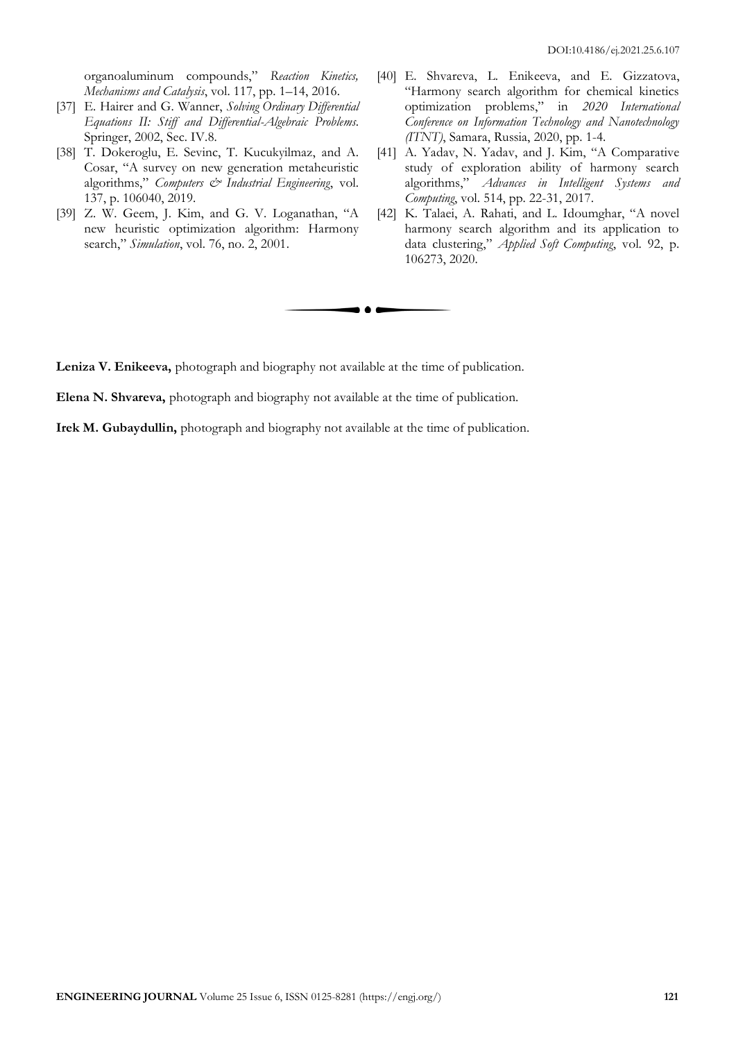organoaluminum compounds," *Reaction Kinetics, Mechanisms and Catalysis*, vol. 117, pp. 1–14, 2016.

[37] E. Hairer and G. Wanner, *Solving Ordinary Differential Equations II: Stiff and Differential-Algebraic Problems*. Springer, 2002, Sec. IV.8.

[38] T. Dokeroglu, E. Sevinc, T. Kucukyilmaz, and A. Cosar, "A survey on new generation metaheuristic algorithms," *Computers & Industrial Engineering*, vol. 137, p. 106040, 2019.

[39] Z. W. Geem, J. Kim, and G. V. Loganathan, "A new heuristic optimization algorithm: Harmony search," *Simulation*, vol. 76, no. 2, 2001.

[40] E. Shvareva, L. Enikeeva, and E. Gizzatova, "Harmony search algorithm for chemical kinetics optimization problems," in *2020 International Conference on Information Technology and Nanotechnology (ITNT)*, Samara, Russia, 2020, pp. 1-4.

[41] A. Yadav, N. Yadav, and J. Kim, "A Comparative study of exploration ability of harmony search algorithms," *Advances in Intelligent Systems and Computing*, vol. 514, pp. 22-31, 2017.

[42] K. Talaei, A. Rahati, and L. Idoumghar, "A novel harmony search algorithm and its application to data clustering," *Applied Soft Computing*, vol. 92, p. 106273, 2020.

**Leniza V. Enikeeva,** photograph and biography not available at the time of publication.

**Elena N. Shvareva,** photograph and biography not available at the time of publication.

**Irek M. Gubaydullin,** photograph and biography not available at the time of publication.